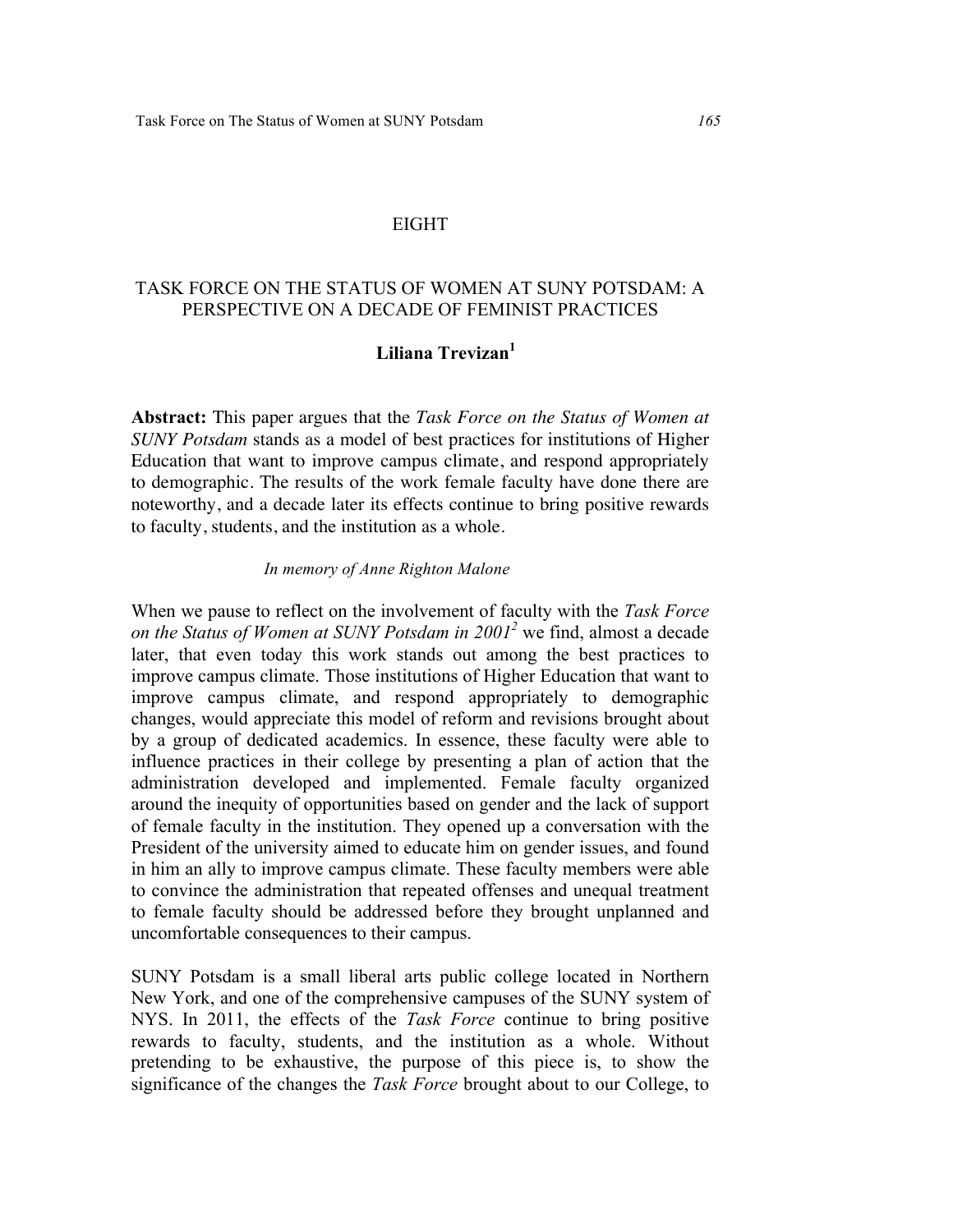EIGHT

# TASK FORCE ON THE STATUS OF WOMEN AT SUNY POTSDAM: A PERSPECTIVE ON A DECADE OF FEMINIST PRACTICES

**Liliana Trevizan[1]**

**Abstract:** This paper argues that the *Task Force on the Status of Women at SUNY Potsdam* stands as a model of best practices for institutions of Higher Education that want to improve campus climate, and respond appropriately to demographic. The results of the work female faculty have done there are noteworthy, and a decade later its effects continue to bring positive rewards to faculty, students, and the institution as a whole.

*In memory of Anne Righton Malone*

When we pause to reflect on the involvement of faculty with the *Task Force on the Status of Women at SUNY Potsdam in 2001*[2] we find, almost a decade later, that even today this work stands out among the best practices to improve campus climate. Those institutions of Higher Education that want to improve campus climate, and respond appropriately to demographic changes, would appreciate this model of reform and revisions brought about by a group of dedicated academics. In essence, these faculty were able to influence practices in their college by presenting a plan of action that the administration developed and implemented. Female faculty organized around the inequity of opportunities based on gender and the lack of support of female faculty in the institution. They opened up a conversation with the President of the university aimed to educate him on gender issues, and found in him an ally to improve campus climate. These faculty members were able to convince the administration that repeated offenses and unequal treatment to female faculty should be addressed before they brought unplanned and uncomfortable consequences to their campus.

SUNY Potsdam is a small liberal arts public college located in Northern New York, and one of the comprehensive campuses of the SUNY system of NYS. In 2011, the effects of the *Task Force* continue to bring positive rewards to faculty, students, and the institution as a whole. Without pretending to be exhaustive, the purpose of this piece is, to show the significance of the changes the *Task Force* brought about to our College, to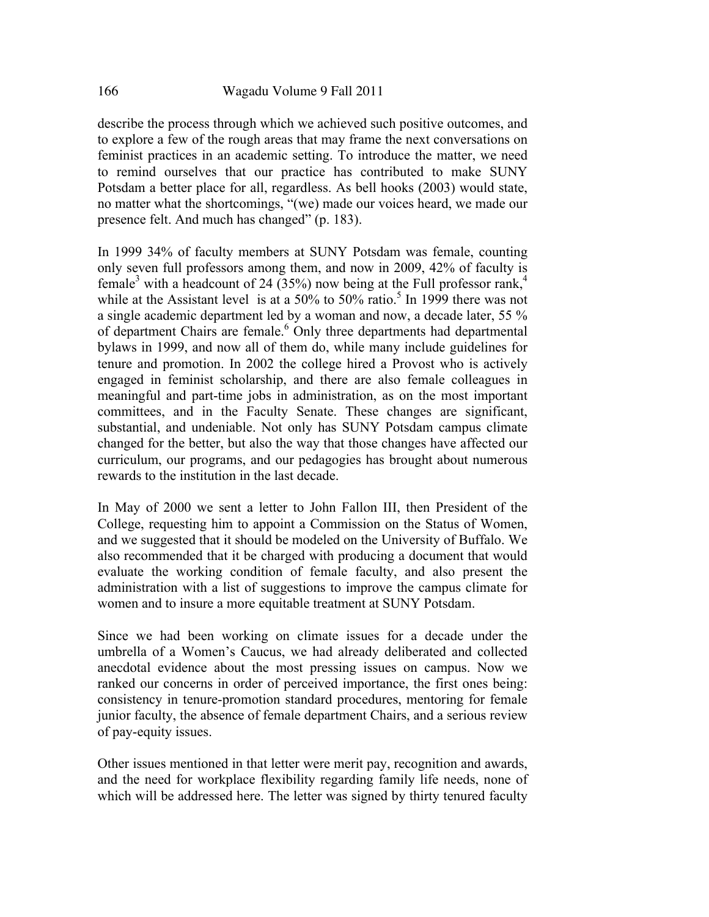describe the process through which we achieved such positive outcomes, and to explore a few of the rough areas that may frame the next conversations on feminist practices in an academic setting. To introduce the matter, we need to remind ourselves that our practice has contributed to make SUNY Potsdam a better place for all, regardless. As bell hooks (2003) would state, no matter what the shortcomings, "(we) made our voices heard, we made our presence felt. And much has changed" (p. 183).

In 1999 34% of faculty members at SUNY Potsdam was female, counting only seven full professors among them, and now in 2009, 42% of faculty is female[3] with a headcount of 24 (35%) now being at the Full professor rank,[4] while at the Assistant level is at a 50% to 50% ratio.[5] In 1999 there was not a single academic department led by a woman and now, a decade later, 55 % of department Chairs are female.[6] Only three departments had departmental bylaws in 1999, and now all of them do, while many include guidelines for tenure and promotion. In 2002 the college hired a Provost who is actively engaged in feminist scholarship, and there are also female colleagues in meaningful and part-time jobs in administration, as on the most important committees, and in the Faculty Senate. These changes are significant, substantial, and undeniable. Not only has SUNY Potsdam campus climate changed for the better, but also the way that those changes have affected our curriculum, our programs, and our pedagogies has brought about numerous rewards to the institution in the last decade.

In May of 2000 we sent a letter to John Fallon III, then President of the College, requesting him to appoint a Commission on the Status of Women, and we suggested that it should be modeled on the University of Buffalo. We also recommended that it be charged with producing a document that would evaluate the working condition of female faculty, and also present the administration with a list of suggestions to improve the campus climate for women and to insure a more equitable treatment at SUNY Potsdam.

Since we had been working on climate issues for a decade under the umbrella of a Women's Caucus, we had already deliberated and collected anecdotal evidence about the most pressing issues on campus. Now we ranked our concerns in order of perceived importance, the first ones being: consistency in tenure-promotion standard procedures, mentoring for female junior faculty, the absence of female department Chairs, and a serious review of pay-equity issues.

Other issues mentioned in that letter were merit pay, recognition and awards, and the need for workplace flexibility regarding family life needs, none of which will be addressed here. The letter was signed by thirty tenured faculty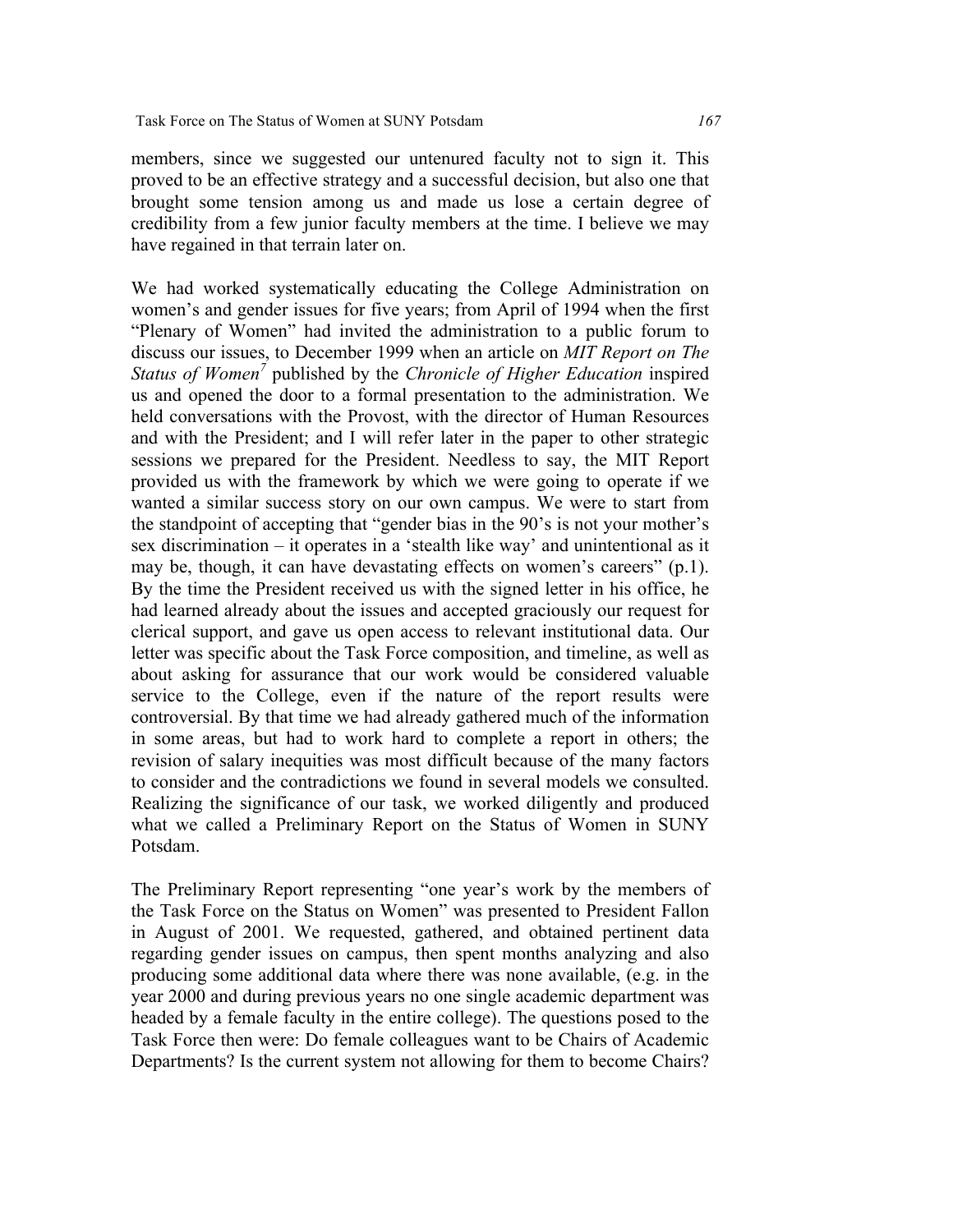members, since we suggested our untenured faculty not to sign it. This proved to be an effective strategy and a successful decision, but also one that brought some tension among us and made us lose a certain degree of credibility from a few junior faculty members at the time. I believe we may have regained in that terrain later on.

We had worked systematically educating the College Administration on women's and gender issues for five years; from April of 1994 when the first "Plenary of Women" had invited the administration to a public forum to discuss our issues, to December 1999 when an article on *MIT Report on The Status of Women*[7] published by the *Chronicle of Higher Education* inspired us and opened the door to a formal presentation to the administration. We held conversations with the Provost, with the director of Human Resources and with the President; and I will refer later in the paper to other strategic sessions we prepared for the President. Needless to say, the MIT Report provided us with the framework by which we were going to operate if we wanted a similar success story on our own campus. We were to start from the standpoint of accepting that "gender bias in the 90's is not your mother's sex discrimination – it operates in a 'stealth like way' and unintentional as it may be, though, it can have devastating effects on women's careers" (p.1). By the time the President received us with the signed letter in his office, he had learned already about the issues and accepted graciously our request for clerical support, and gave us open access to relevant institutional data. Our letter was specific about the Task Force composition, and timeline, as well as about asking for assurance that our work would be considered valuable service to the College, even if the nature of the report results were controversial. By that time we had already gathered much of the information in some areas, but had to work hard to complete a report in others; the revision of salary inequities was most difficult because of the many factors to consider and the contradictions we found in several models we consulted. Realizing the significance of our task, we worked diligently and produced what we called a Preliminary Report on the Status of Women in SUNY Potsdam.

The Preliminary Report representing "one year's work by the members of the Task Force on the Status on Women" was presented to President Fallon in August of 2001. We requested, gathered, and obtained pertinent data regarding gender issues on campus, then spent months analyzing and also producing some additional data where there was none available, (e.g. in the year 2000 and during previous years no one single academic department was headed by a female faculty in the entire college). The questions posed to the Task Force then were: Do female colleagues want to be Chairs of Academic Departments? Is the current system not allowing for them to become Chairs?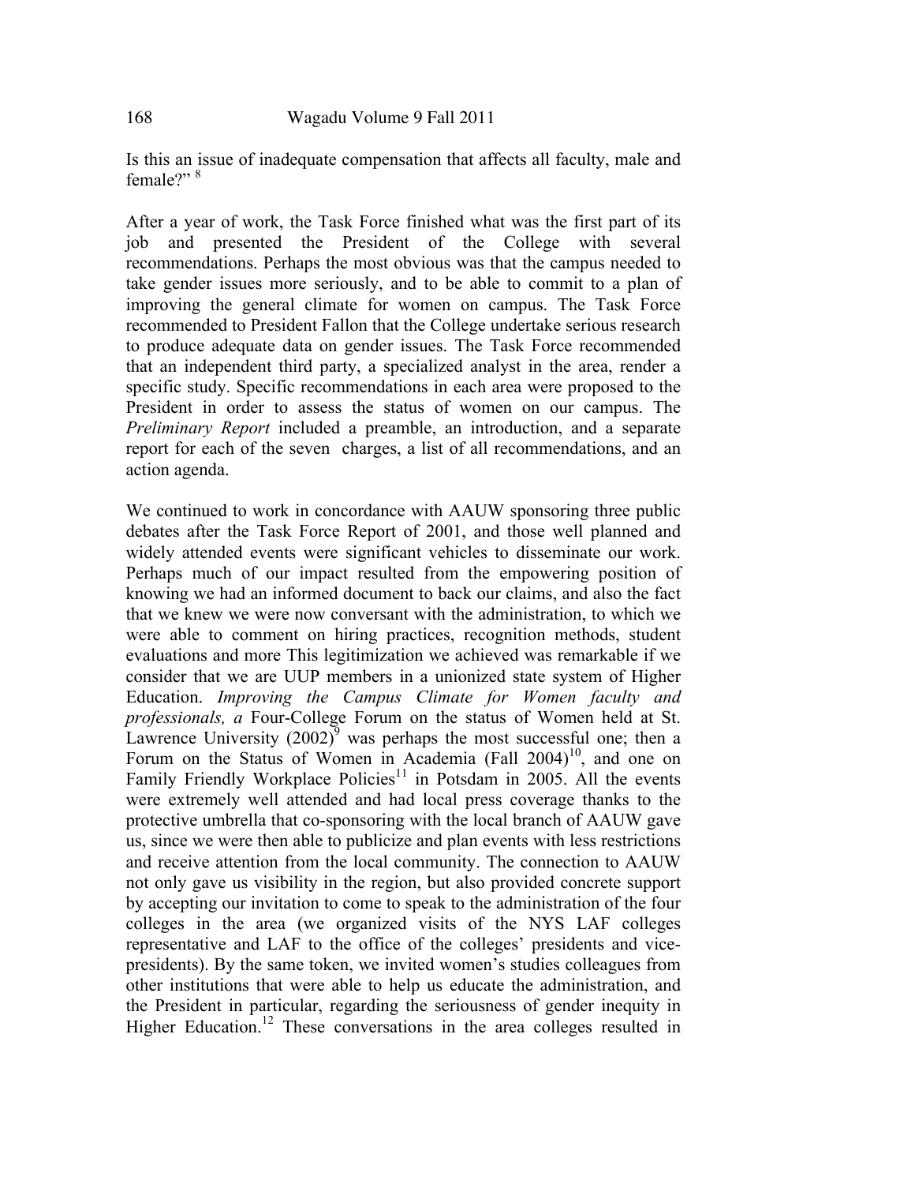Is this an issue of inadequate compensation that affects all faculty, male and female?" [8]

After a year of work, the Task Force finished what was the first part of its job and presented the President of the College with several recommendations. Perhaps the most obvious was that the campus needed to take gender issues more seriously, and to be able to commit to a plan of improving the general climate for women on campus. The Task Force recommended to President Fallon that the College undertake serious research to produce adequate data on gender issues. The Task Force recommended that an independent third party, a specialized analyst in the area, render a specific study. Specific recommendations in each area were proposed to the President in order to assess the status of women on our campus. The *Preliminary Report* included a preamble, an introduction, and a separate report for each of the seven charges, a list of all recommendations, and an action agenda.

We continued to work in concordance with AAUW sponsoring three public debates after the Task Force Report of 2001, and those well planned and widely attended events were significant vehicles to disseminate our work. Perhaps much of our impact resulted from the empowering position of knowing we had an informed document to back our claims, and also the fact that we knew we were now conversant with the administration, to which we were able to comment on hiring practices, recognition methods, student evaluations and more This legitimization we achieved was remarkable if we consider that we are UUP members in a unionized state system of Higher Education. *Improving the Campus Climate for Women faculty and professionals, a* Four-College Forum on the status of Women held at St. Lawrence University (2002)[9] was perhaps the most successful one; then a Forum on the Status of Women in Academia (Fall 2004)[10], and one on Family Friendly Workplace Policies[11] in Potsdam in 2005. All the events were extremely well attended and had local press coverage thanks to the protective umbrella that co-sponsoring with the local branch of AAUW gave us, since we were then able to publicize and plan events with less restrictions and receive attention from the local community. The connection to AAUW not only gave us visibility in the region, but also provided concrete support by accepting our invitation to come to speak to the administration of the four colleges in the area (we organized visits of the NYS LAF colleges representative and LAF to the office of the colleges' presidents and vice-presidents). By the same token, we invited women's studies colleagues from other institutions that were able to help us educate the administration, and the President in particular, regarding the seriousness of gender inequity in Higher Education.[12] These conversations in the area colleges resulted in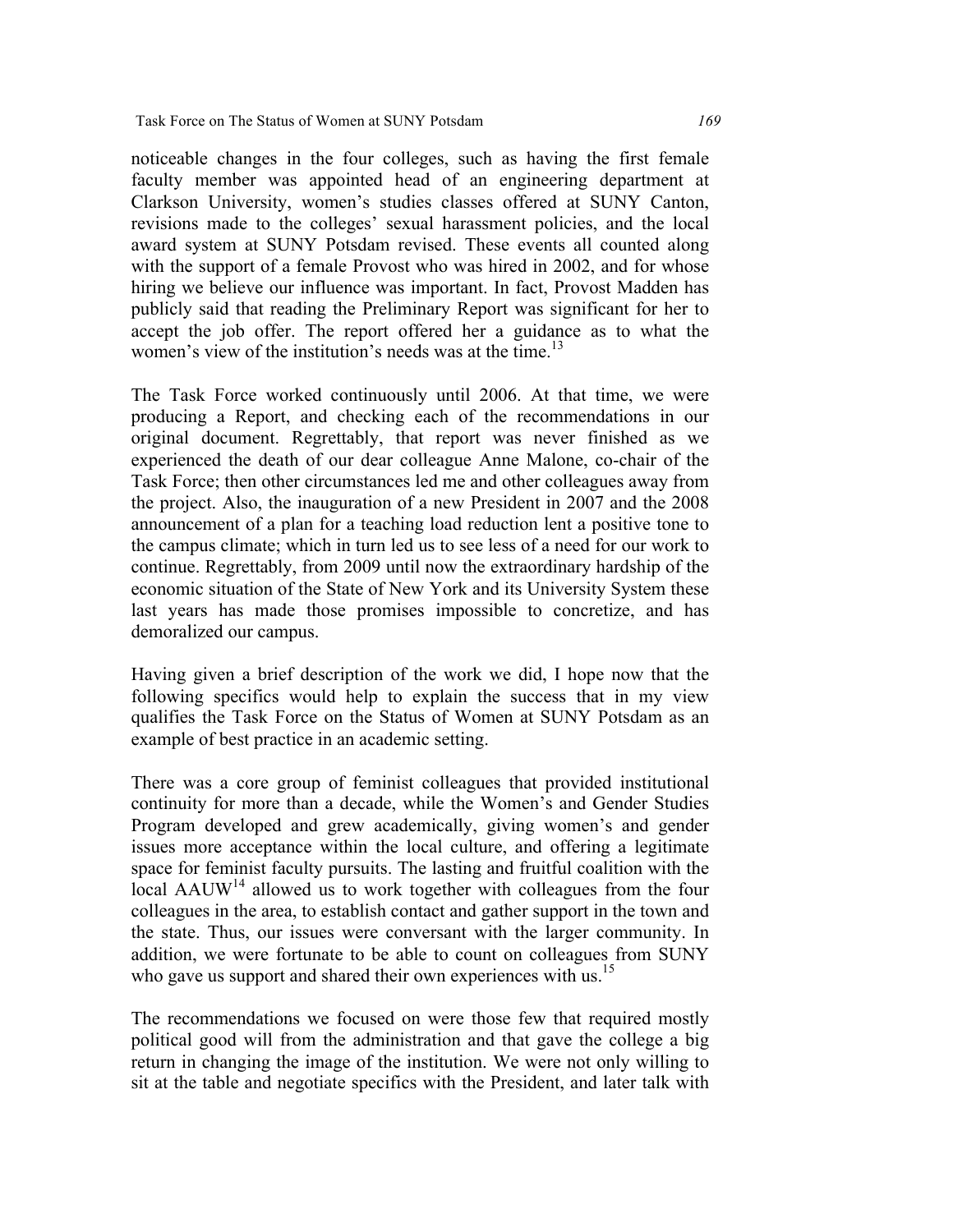noticeable changes in the four colleges, such as having the first female faculty member was appointed head of an engineering department at Clarkson University, women's studies classes offered at SUNY Canton, revisions made to the colleges' sexual harassment policies, and the local award system at SUNY Potsdam revised. These events all counted along with the support of a female Provost who was hired in 2002, and for whose hiring we believe our influence was important. In fact, Provost Madden has publicly said that reading the Preliminary Report was significant for her to accept the job offer. The report offered her a guidance as to what the women's view of the institution's needs was at the time.[13]

The Task Force worked continuously until 2006. At that time, we were producing a Report, and checking each of the recommendations in our original document. Regrettably, that report was never finished as we experienced the death of our dear colleague Anne Malone, co-chair of the Task Force; then other circumstances led me and other colleagues away from the project. Also, the inauguration of a new President in 2007 and the 2008 announcement of a plan for a teaching load reduction lent a positive tone to the campus climate; which in turn led us to see less of a need for our work to continue. Regrettably, from 2009 until now the extraordinary hardship of the economic situation of the State of New York and its University System these last years has made those promises impossible to concretize, and has demoralized our campus.

Having given a brief description of the work we did, I hope now that the following specifics would help to explain the success that in my view qualifies the Task Force on the Status of Women at SUNY Potsdam as an example of best practice in an academic setting.

There was a core group of feminist colleagues that provided institutional continuity for more than a decade, while the Women's and Gender Studies Program developed and grew academically, giving women's and gender issues more acceptance within the local culture, and offering a legitimate space for feminist faculty pursuits. The lasting and fruitful coalition with the local AAUW[14] allowed us to work together with colleagues from the four colleagues in the area, to establish contact and gather support in the town and the state. Thus, our issues were conversant with the larger community. In addition, we were fortunate to be able to count on colleagues from SUNY who gave us support and shared their own experiences with us.[15]

The recommendations we focused on were those few that required mostly political good will from the administration and that gave the college a big return in changing the image of the institution. We were not only willing to sit at the table and negotiate specifics with the President, and later talk with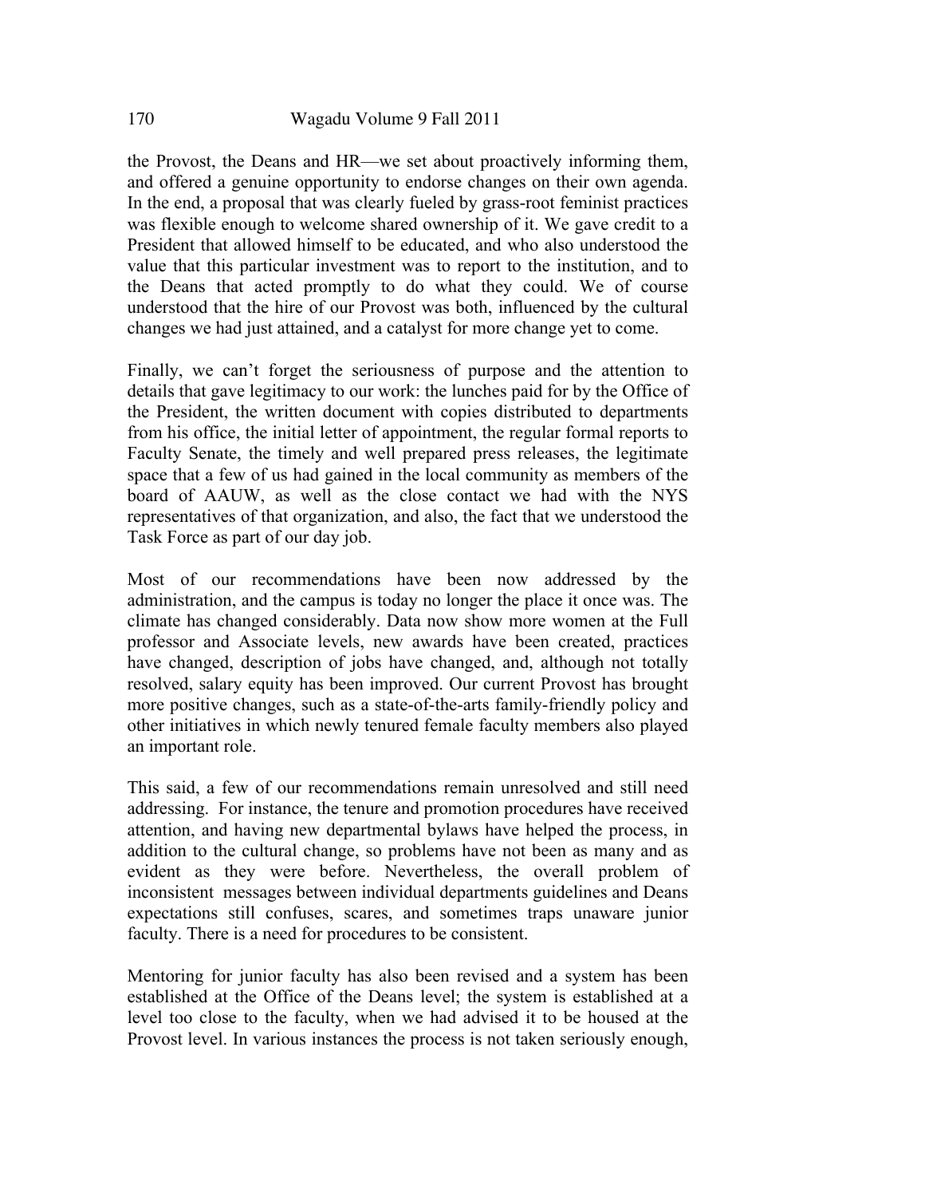the Provost, the Deans and HR—we set about proactively informing them, and offered a genuine opportunity to endorse changes on their own agenda. In the end, a proposal that was clearly fueled by grass-root feminist practices was flexible enough to welcome shared ownership of it. We gave credit to a President that allowed himself to be educated, and who also understood the value that this particular investment was to report to the institution, and to the Deans that acted promptly to do what they could. We of course understood that the hire of our Provost was both, influenced by the cultural changes we had just attained, and a catalyst for more change yet to come.

Finally, we can't forget the seriousness of purpose and the attention to details that gave legitimacy to our work: the lunches paid for by the Office of the President, the written document with copies distributed to departments from his office, the initial letter of appointment, the regular formal reports to Faculty Senate, the timely and well prepared press releases, the legitimate space that a few of us had gained in the local community as members of the board of AAUW, as well as the close contact we had with the NYS representatives of that organization, and also, the fact that we understood the Task Force as part of our day job.

Most of our recommendations have been now addressed by the administration, and the campus is today no longer the place it once was. The climate has changed considerably. Data now show more women at the Full professor and Associate levels, new awards have been created, practices have changed, description of jobs have changed, and, although not totally resolved, salary equity has been improved. Our current Provost has brought more positive changes, such as a state-of-the-arts family-friendly policy and other initiatives in which newly tenured female faculty members also played an important role.

This said, a few of our recommendations remain unresolved and still need addressing. For instance, the tenure and promotion procedures have received attention, and having new departmental bylaws have helped the process, in addition to the cultural change, so problems have not been as many and as evident as they were before. Nevertheless, the overall problem of inconsistent messages between individual departments guidelines and Deans expectations still confuses, scares, and sometimes traps unaware junior faculty. There is a need for procedures to be consistent.

Mentoring for junior faculty has also been revised and a system has been established at the Office of the Deans level; the system is established at a level too close to the faculty, when we had advised it to be housed at the Provost level. In various instances the process is not taken seriously enough,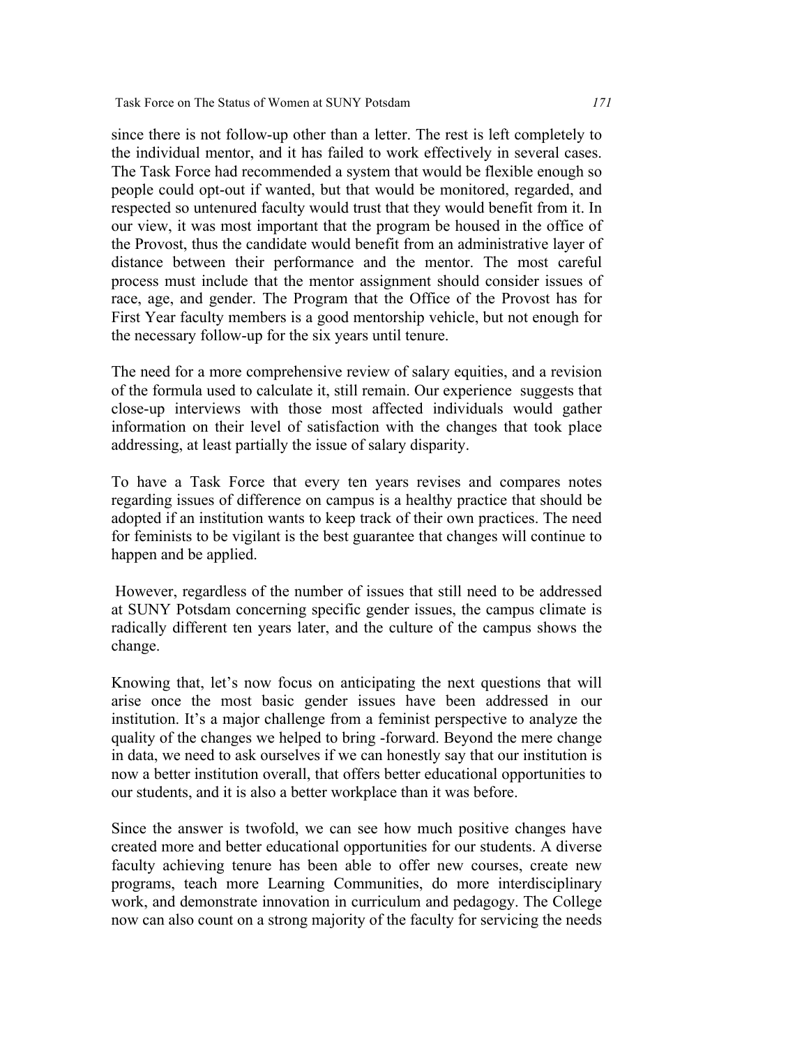since there is not follow-up other than a letter. The rest is left completely to the individual mentor, and it has failed to work effectively in several cases. The Task Force had recommended a system that would be flexible enough so people could opt-out if wanted, but that would be monitored, regarded, and respected so untenured faculty would trust that they would benefit from it. In our view, it was most important that the program be housed in the office of the Provost, thus the candidate would benefit from an administrative layer of distance between their performance and the mentor. The most careful process must include that the mentor assignment should consider issues of race, age, and gender. The Program that the Office of the Provost has for First Year faculty members is a good mentorship vehicle, but not enough for the necessary follow-up for the six years until tenure.

The need for a more comprehensive review of salary equities, and a revision of the formula used to calculate it, still remain. Our experience suggests that close-up interviews with those most affected individuals would gather information on their level of satisfaction with the changes that took place addressing, at least partially the issue of salary disparity.

To have a Task Force that every ten years revises and compares notes regarding issues of difference on campus is a healthy practice that should be adopted if an institution wants to keep track of their own practices. The need for feminists to be vigilant is the best guarantee that changes will continue to happen and be applied.

However, regardless of the number of issues that still need to be addressed at SUNY Potsdam concerning specific gender issues, the campus climate is radically different ten years later, and the culture of the campus shows the change.

Knowing that, let's now focus on anticipating the next questions that will arise once the most basic gender issues have been addressed in our institution. It's a major challenge from a feminist perspective to analyze the quality of the changes we helped to bring -forward. Beyond the mere change in data, we need to ask ourselves if we can honestly say that our institution is now a better institution overall, that offers better educational opportunities to our students, and it is also a better workplace than it was before.

Since the answer is twofold, we can see how much positive changes have created more and better educational opportunities for our students. A diverse faculty achieving tenure has been able to offer new courses, create new programs, teach more Learning Communities, do more interdisciplinary work, and demonstrate innovation in curriculum and pedagogy. The College now can also count on a strong majority of the faculty for servicing the needs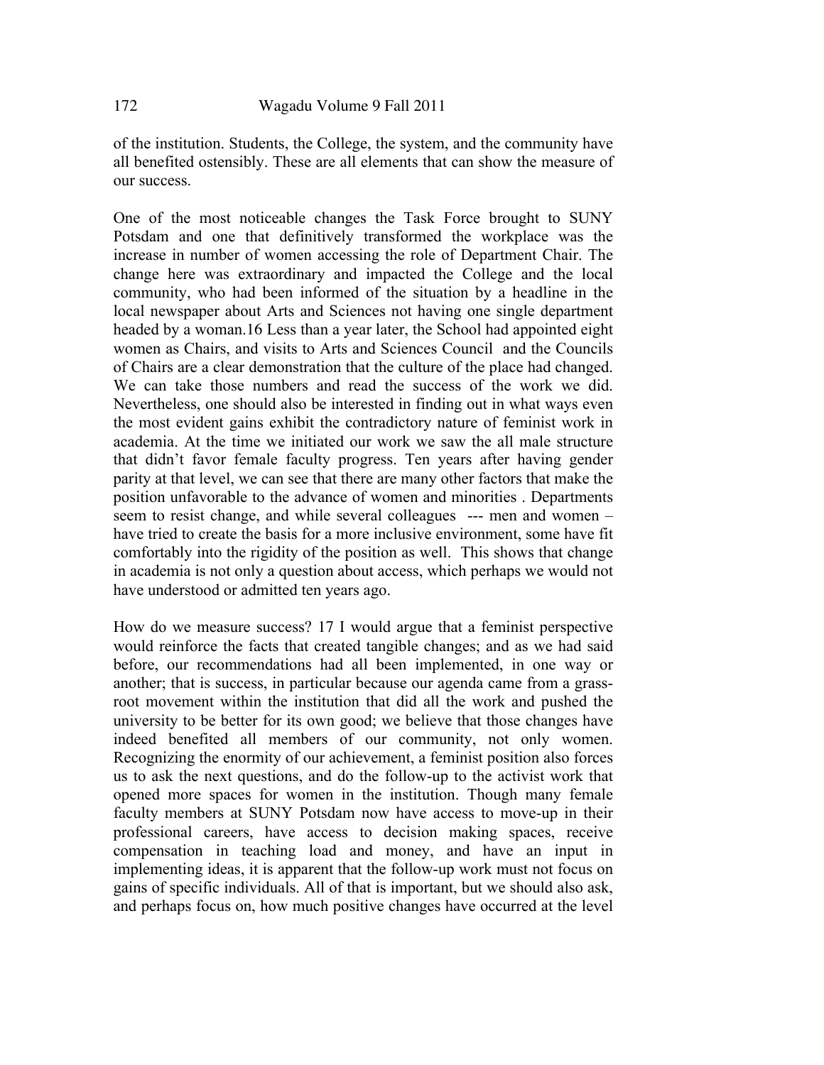of the institution. Students, the College, the system, and the community have all benefited ostensibly. These are all elements that can show the measure of our success.

One of the most noticeable changes the Task Force brought to SUNY Potsdam and one that definitively transformed the workplace was the increase in number of women accessing the role of Department Chair. The change here was extraordinary and impacted the College and the local community, who had been informed of the situation by a headline in the local newspaper about Arts and Sciences not having one single department headed by a woman.[16] Less than a year later, the School had appointed eight women as Chairs, and visits to Arts and Sciences Council and the Councils of Chairs are a clear demonstration that the culture of the place had changed. We can take those numbers and read the success of the work we did. Nevertheless, one should also be interested in finding out in what ways even the most evident gains exhibit the contradictory nature of feminist work in academia. At the time we initiated our work we saw the all male structure that didn't favor female faculty progress. Ten years after having gender parity at that level, we can see that there are many other factors that make the position unfavorable to the advance of women and minorities . Departments seem to resist change, and while several colleagues --- men and women – have tried to create the basis for a more inclusive environment, some have fit comfortably into the rigidity of the position as well. This shows that change in academia is not only a question about access, which perhaps we would not have understood or admitted ten years ago.

How do we measure success? [17] I would argue that a feminist perspective would reinforce the facts that created tangible changes; and as we had said before, our recommendations had all been implemented, in one way or another; that is success, in particular because our agenda came from a grass-root movement within the institution that did all the work and pushed the university to be better for its own good; we believe that those changes have indeed benefited all members of our community, not only women. Recognizing the enormity of our achievement, a feminist position also forces us to ask the next questions, and do the follow-up to the activist work that opened more spaces for women in the institution. Though many female faculty members at SUNY Potsdam now have access to move-up in their professional careers, have access to decision making spaces, receive compensation in teaching load and money, and have an input in implementing ideas, it is apparent that the follow-up work must not focus on gains of specific individuals. All of that is important, but we should also ask, and perhaps focus on, how much positive changes have occurred at the level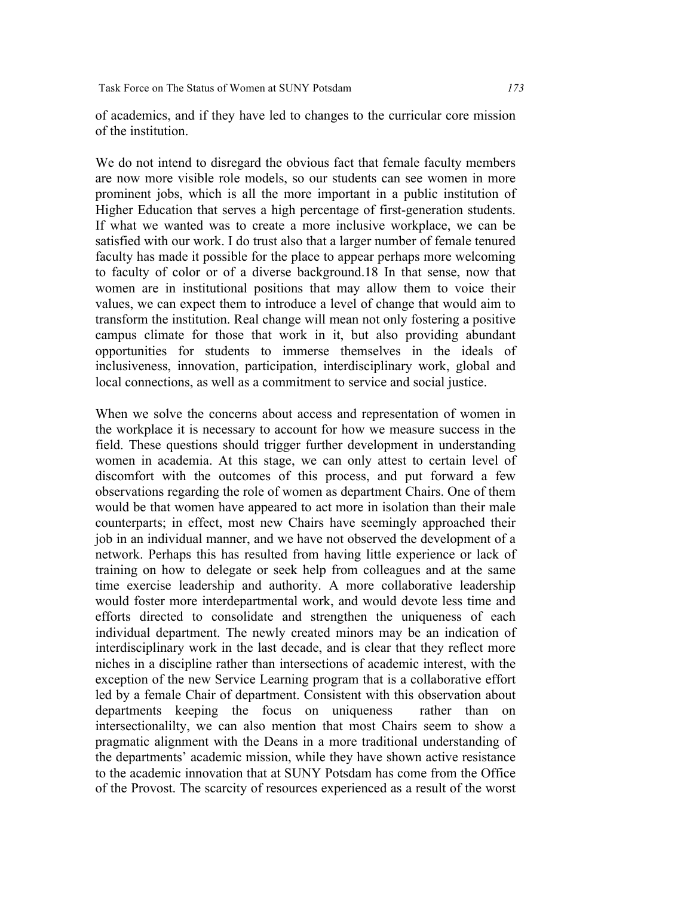of academics, and if they have led to changes to the curricular core mission of the institution.

We do not intend to disregard the obvious fact that female faculty members are now more visible role models, so our students can see women in more prominent jobs, which is all the more important in a public institution of Higher Education that serves a high percentage of first-generation students. If what we wanted was to create a more inclusive workplace, we can be satisfied with our work. I do trust also that a larger number of female tenured faculty has made it possible for the place to appear perhaps more welcoming to faculty of color or of a diverse background.[18] In that sense, now that women are in institutional positions that may allow them to voice their values, we can expect them to introduce a level of change that would aim to transform the institution. Real change will mean not only fostering a positive campus climate for those that work in it, but also providing abundant opportunities for students to immerse themselves in the ideals of inclusiveness, innovation, participation, interdisciplinary work, global and local connections, as well as a commitment to service and social justice.

When we solve the concerns about access and representation of women in the workplace it is necessary to account for how we measure success in the field. These questions should trigger further development in understanding women in academia. At this stage, we can only attest to certain level of discomfort with the outcomes of this process, and put forward a few observations regarding the role of women as department Chairs. One of them would be that women have appeared to act more in isolation than their male counterparts; in effect, most new Chairs have seemingly approached their job in an individual manner, and we have not observed the development of a network. Perhaps this has resulted from having little experience or lack of training on how to delegate or seek help from colleagues and at the same time exercise leadership and authority. A more collaborative leadership would foster more interdepartmental work, and would devote less time and efforts directed to consolidate and strengthen the uniqueness of each individual department. The newly created minors may be an indication of interdisciplinary work in the last decade, and is clear that they reflect more niches in a discipline rather than intersections of academic interest, with the exception of the new Service Learning program that is a collaborative effort led by a female Chair of department. Consistent with this observation about departments keeping the focus on uniqueness rather than on intersectionalilty, we can also mention that most Chairs seem to show a pragmatic alignment with the Deans in a more traditional understanding of the departments' academic mission, while they have shown active resistance to the academic innovation that at SUNY Potsdam has come from the Office of the Provost. The scarcity of resources experienced as a result of the worst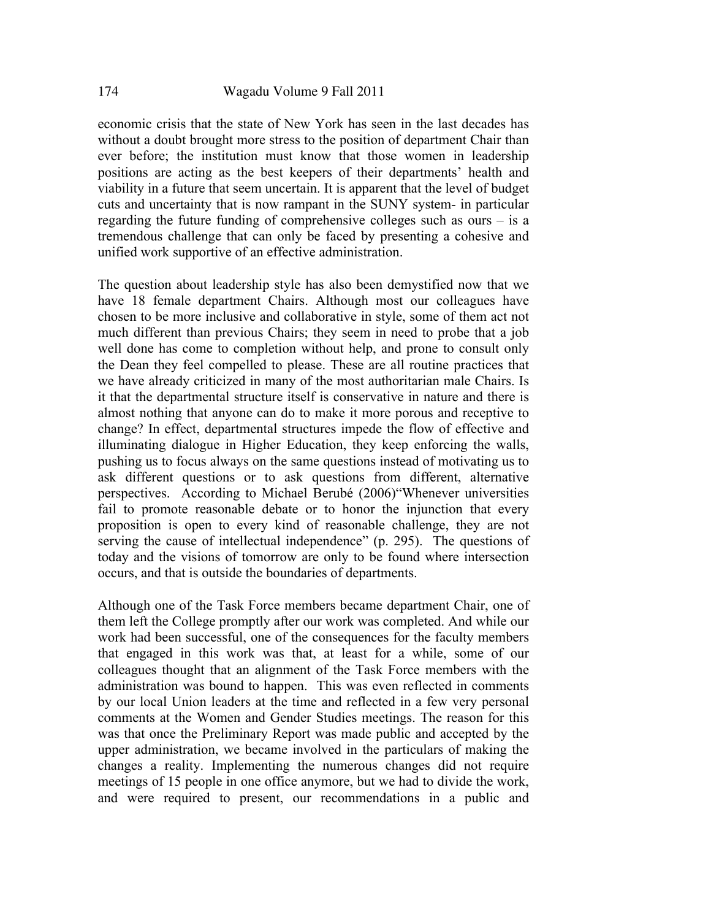economic crisis that the state of New York has seen in the last decades has without a doubt brought more stress to the position of department Chair than ever before; the institution must know that those women in leadership positions are acting as the best keepers of their departments' health and viability in a future that seem uncertain. It is apparent that the level of budget cuts and uncertainty that is now rampant in the SUNY system- in particular regarding the future funding of comprehensive colleges such as ours – is a tremendous challenge that can only be faced by presenting a cohesive and unified work supportive of an effective administration.

The question about leadership style has also been demystified now that we have 18 female department Chairs. Although most our colleagues have chosen to be more inclusive and collaborative in style, some of them act not much different than previous Chairs; they seem in need to probe that a job well done has come to completion without help, and prone to consult only the Dean they feel compelled to please. These are all routine practices that we have already criticized in many of the most authoritarian male Chairs. Is it that the departmental structure itself is conservative in nature and there is almost nothing that anyone can do to make it more porous and receptive to change? In effect, departmental structures impede the flow of effective and illuminating dialogue in Higher Education, they keep enforcing the walls, pushing us to focus always on the same questions instead of motivating us to ask different questions or to ask questions from different, alternative perspectives. According to Michael Berubé (2006)"Whenever universities fail to promote reasonable debate or to honor the injunction that every proposition is open to every kind of reasonable challenge, they are not serving the cause of intellectual independence" (p. 295). The questions of today and the visions of tomorrow are only to be found where intersection occurs, and that is outside the boundaries of departments.

Although one of the Task Force members became department Chair, one of them left the College promptly after our work was completed. And while our work had been successful, one of the consequences for the faculty members that engaged in this work was that, at least for a while, some of our colleagues thought that an alignment of the Task Force members with the administration was bound to happen. This was even reflected in comments by our local Union leaders at the time and reflected in a few very personal comments at the Women and Gender Studies meetings. The reason for this was that once the Preliminary Report was made public and accepted by the upper administration, we became involved in the particulars of making the changes a reality. Implementing the numerous changes did not require meetings of 15 people in one office anymore, but we had to divide the work, and were required to present, our recommendations in a public and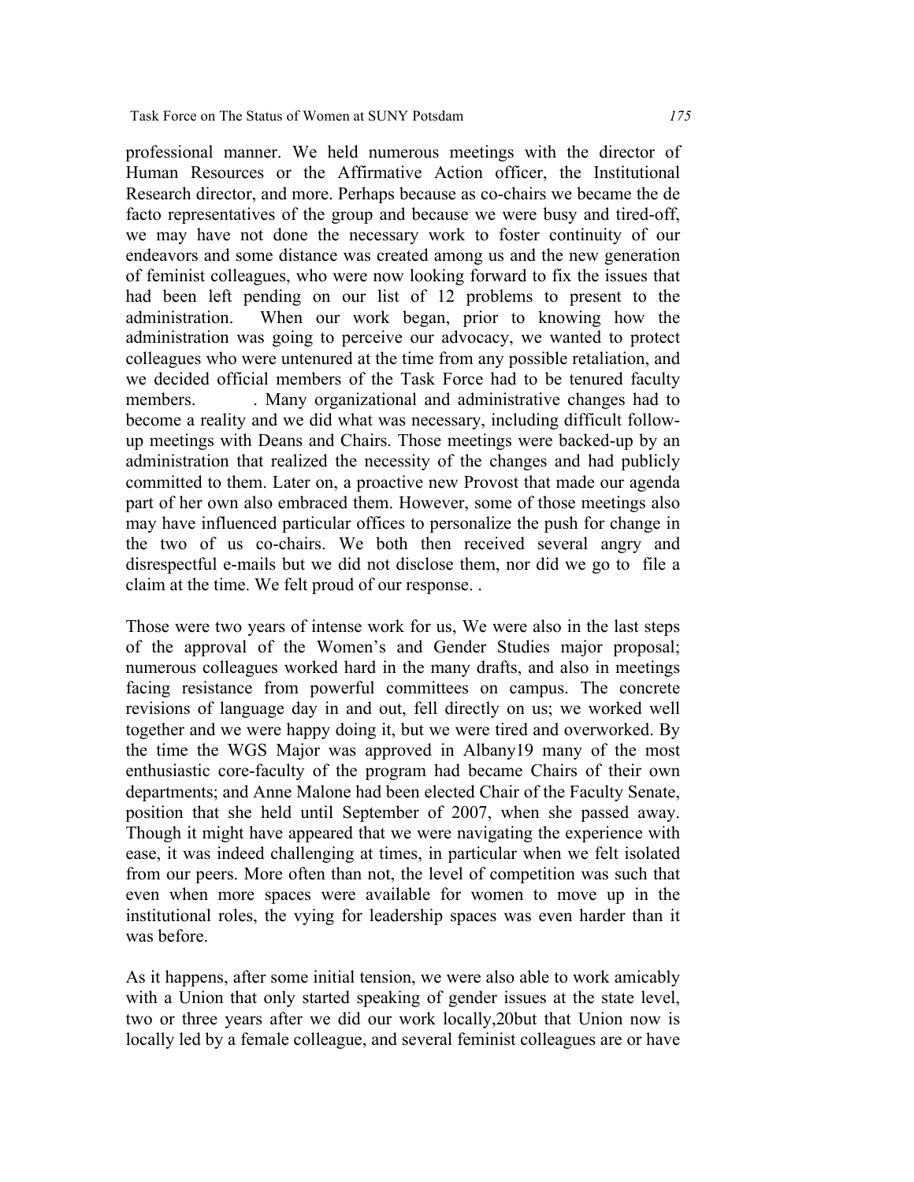professional manner. We held numerous meetings with the director of Human Resources or the Affirmative Action officer, the Institutional Research director, and more. Perhaps because as co-chairs we became the de facto representatives of the group and because we were busy and tired-off, we may have not done the necessary work to foster continuity of our endeavors and some distance was created among us and the new generation of feminist colleagues, who were now looking forward to fix the issues that had been left pending on our list of 12 problems to present to the administration. When our work began, prior to knowing how the administration was going to perceive our advocacy, we wanted to protect colleagues who were untenured at the time from any possible retaliation, and we decided official members of the Task Force had to be tenured faculty members. . Many organizational and administrative changes had to become a reality and we did what was necessary, including difficult follow-up meetings with Deans and Chairs. Those meetings were backed-up by an administration that realized the necessity of the changes and had publicly committed to them. Later on, a proactive new Provost that made our agenda part of her own also embraced them. However, some of those meetings also may have influenced particular offices to personalize the push for change in the two of us co-chairs. We both then received several angry and disrespectful e-mails but we did not disclose them, nor did we go to file a claim at the time. We felt proud of our response. .

Those were two years of intense work for us, We were also in the last steps of the approval of the Women's and Gender Studies major proposal; numerous colleagues worked hard in the many drafts, and also in meetings facing resistance from powerful committees on campus. The concrete revisions of language day in and out, fell directly on us; we worked well together and we were happy doing it, but we were tired and overworked. By the time the WGS Major was approved in Albany[19] many of the most enthusiastic core-faculty of the program had became Chairs of their own departments; and Anne Malone had been elected Chair of the Faculty Senate, position that she held until September of 2007, when she passed away. Though it might have appeared that we were navigating the experience with ease, it was indeed challenging at times, in particular when we felt isolated from our peers. More often than not, the level of competition was such that even when more spaces were available for women to move up in the institutional roles, the vying for leadership spaces was even harder than it was before.

As it happens, after some initial tension, we were also able to work amicably with a Union that only started speaking of gender issues at the state level, two or three years after we did our work locally,[20]but that Union now is locally led by a female colleague, and several feminist colleagues are or have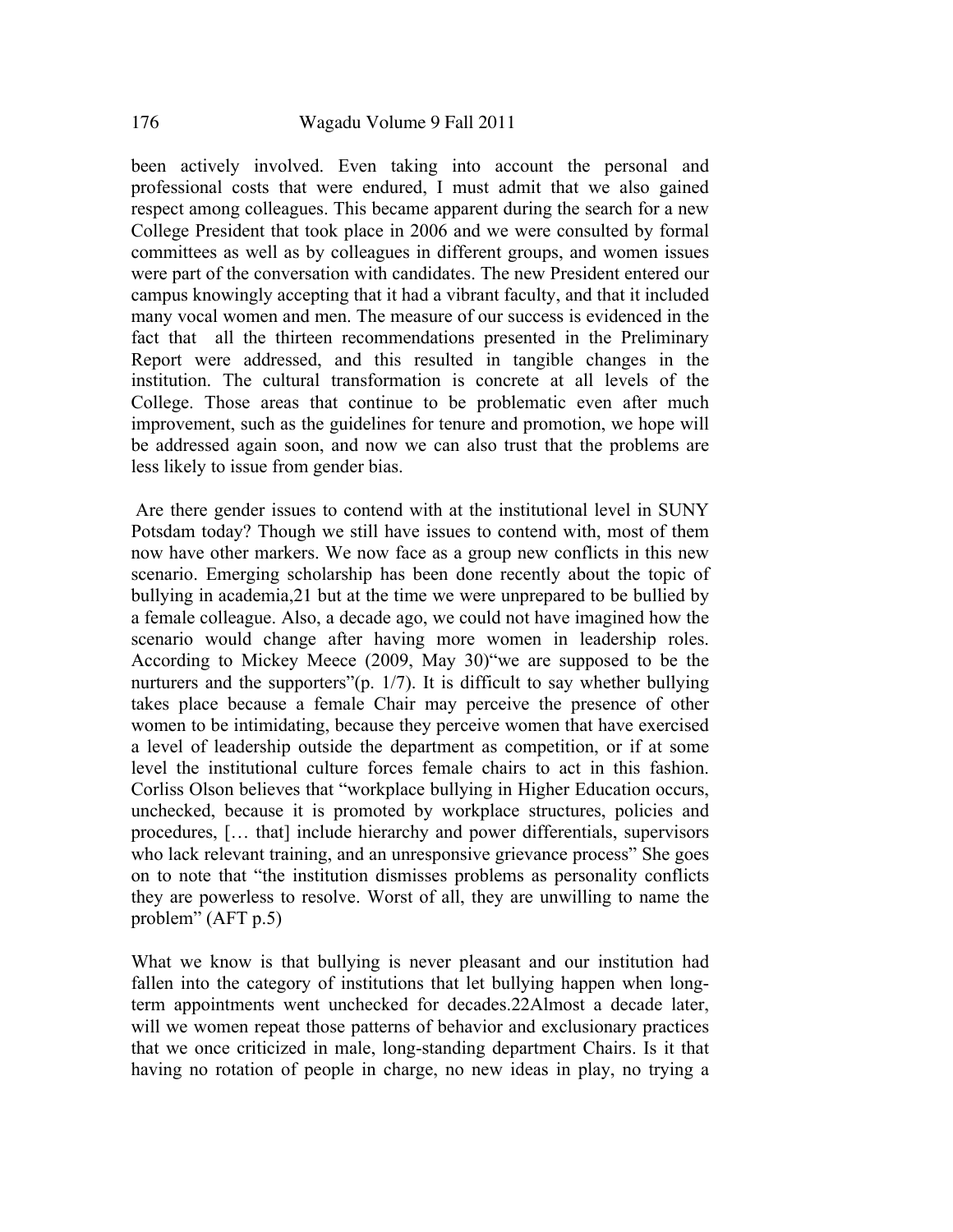been actively involved. Even taking into account the personal and professional costs that were endured, I must admit that we also gained respect among colleagues. This became apparent during the search for a new College President that took place in 2006 and we were consulted by formal committees as well as by colleagues in different groups, and women issues were part of the conversation with candidates. The new President entered our campus knowingly accepting that it had a vibrant faculty, and that it included many vocal women and men. The measure of our success is evidenced in the fact that all the thirteen recommendations presented in the Preliminary Report were addressed, and this resulted in tangible changes in the institution. The cultural transformation is concrete at all levels of the College. Those areas that continue to be problematic even after much improvement, such as the guidelines for tenure and promotion, we hope will be addressed again soon, and now we can also trust that the problems are less likely to issue from gender bias.

Are there gender issues to contend with at the institutional level in SUNY Potsdam today? Though we still have issues to contend with, most of them now have other markers. We now face as a group new conflicts in this new scenario. Emerging scholarship has been done recently about the topic of bullying in academia,[21] but at the time we were unprepared to be bullied by a female colleague. Also, a decade ago, we could not have imagined how the scenario would change after having more women in leadership roles. According to Mickey Meece (2009, May 30)"we are supposed to be the nurturers and the supporters"(p. 1/7). It is difficult to say whether bullying takes place because a female Chair may perceive the presence of other women to be intimidating, because they perceive women that have exercised a level of leadership outside the department as competition, or if at some level the institutional culture forces female chairs to act in this fashion. Corliss Olson believes that "workplace bullying in Higher Education occurs, unchecked, because it is promoted by workplace structures, policies and procedures, [… that] include hierarchy and power differentials, supervisors who lack relevant training, and an unresponsive grievance process" She goes on to note that "the institution dismisses problems as personality conflicts they are powerless to resolve. Worst of all, they are unwilling to name the problem" (AFT p.5)

What we know is that bullying is never pleasant and our institution had fallen into the category of institutions that let bullying happen when long-term appointments went unchecked for decades.[22]Almost a decade later, will we women repeat those patterns of behavior and exclusionary practices that we once criticized in male, long-standing department Chairs. Is it that having no rotation of people in charge, no new ideas in play, no trying a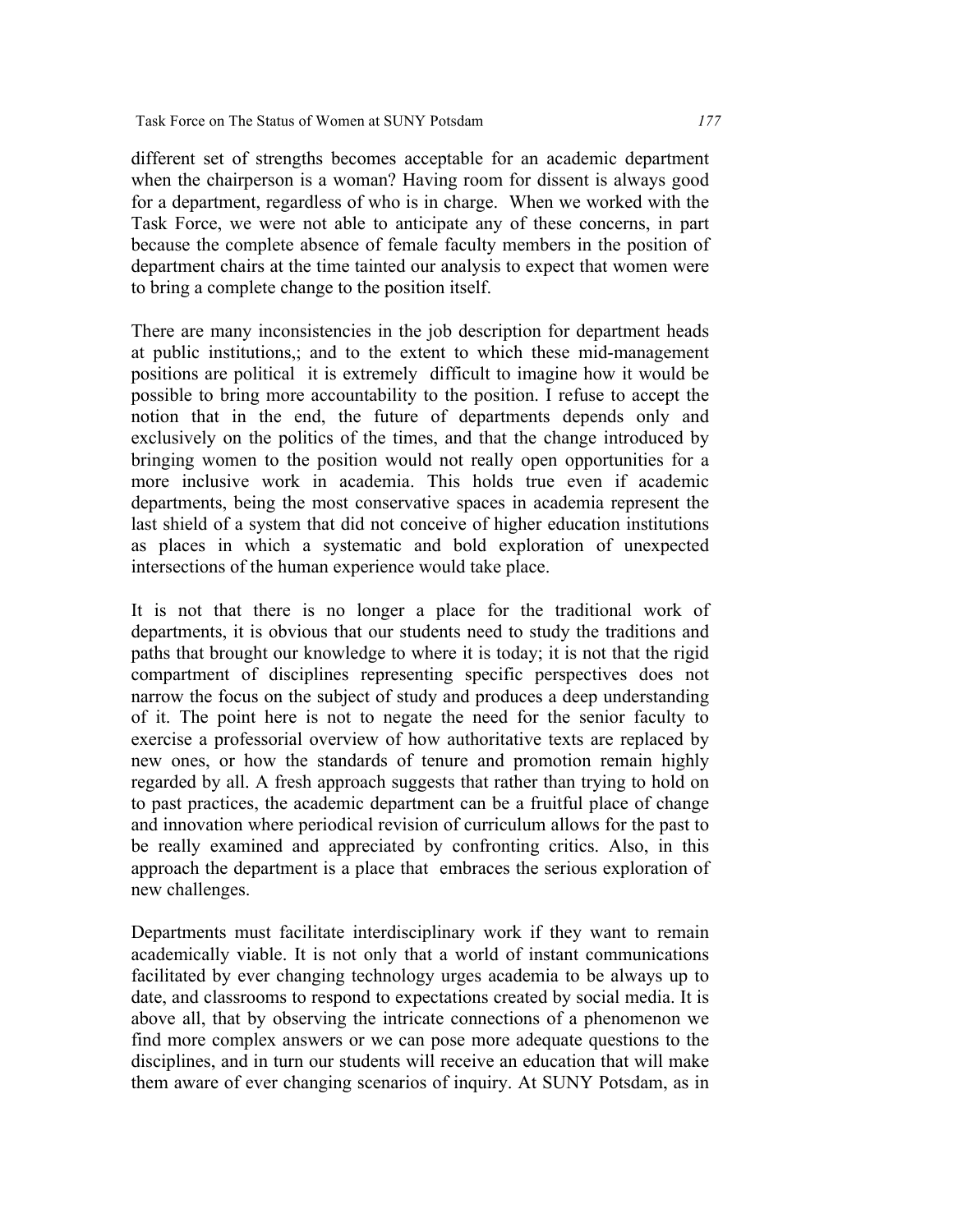different set of strengths becomes acceptable for an academic department when the chairperson is a woman? Having room for dissent is always good for a department, regardless of who is in charge. When we worked with the Task Force, we were not able to anticipate any of these concerns, in part because the complete absence of female faculty members in the position of department chairs at the time tainted our analysis to expect that women were to bring a complete change to the position itself.

There are many inconsistencies in the job description for department heads at public institutions,; and to the extent to which these mid-management positions are political it is extremely difficult to imagine how it would be possible to bring more accountability to the position. I refuse to accept the notion that in the end, the future of departments depends only and exclusively on the politics of the times, and that the change introduced by bringing women to the position would not really open opportunities for a more inclusive work in academia. This holds true even if academic departments, being the most conservative spaces in academia represent the last shield of a system that did not conceive of higher education institutions as places in which a systematic and bold exploration of unexpected intersections of the human experience would take place.

It is not that there is no longer a place for the traditional work of departments, it is obvious that our students need to study the traditions and paths that brought our knowledge to where it is today; it is not that the rigid compartment of disciplines representing specific perspectives does not narrow the focus on the subject of study and produces a deep understanding of it. The point here is not to negate the need for the senior faculty to exercise a professorial overview of how authoritative texts are replaced by new ones, or how the standards of tenure and promotion remain highly regarded by all. A fresh approach suggests that rather than trying to hold on to past practices, the academic department can be a fruitful place of change and innovation where periodical revision of curriculum allows for the past to be really examined and appreciated by confronting critics. Also, in this approach the department is a place that embraces the serious exploration of new challenges.

Departments must facilitate interdisciplinary work if they want to remain academically viable. It is not only that a world of instant communications facilitated by ever changing technology urges academia to be always up to date, and classrooms to respond to expectations created by social media. It is above all, that by observing the intricate connections of a phenomenon we find more complex answers or we can pose more adequate questions to the disciplines, and in turn our students will receive an education that will make them aware of ever changing scenarios of inquiry. At SUNY Potsdam, as in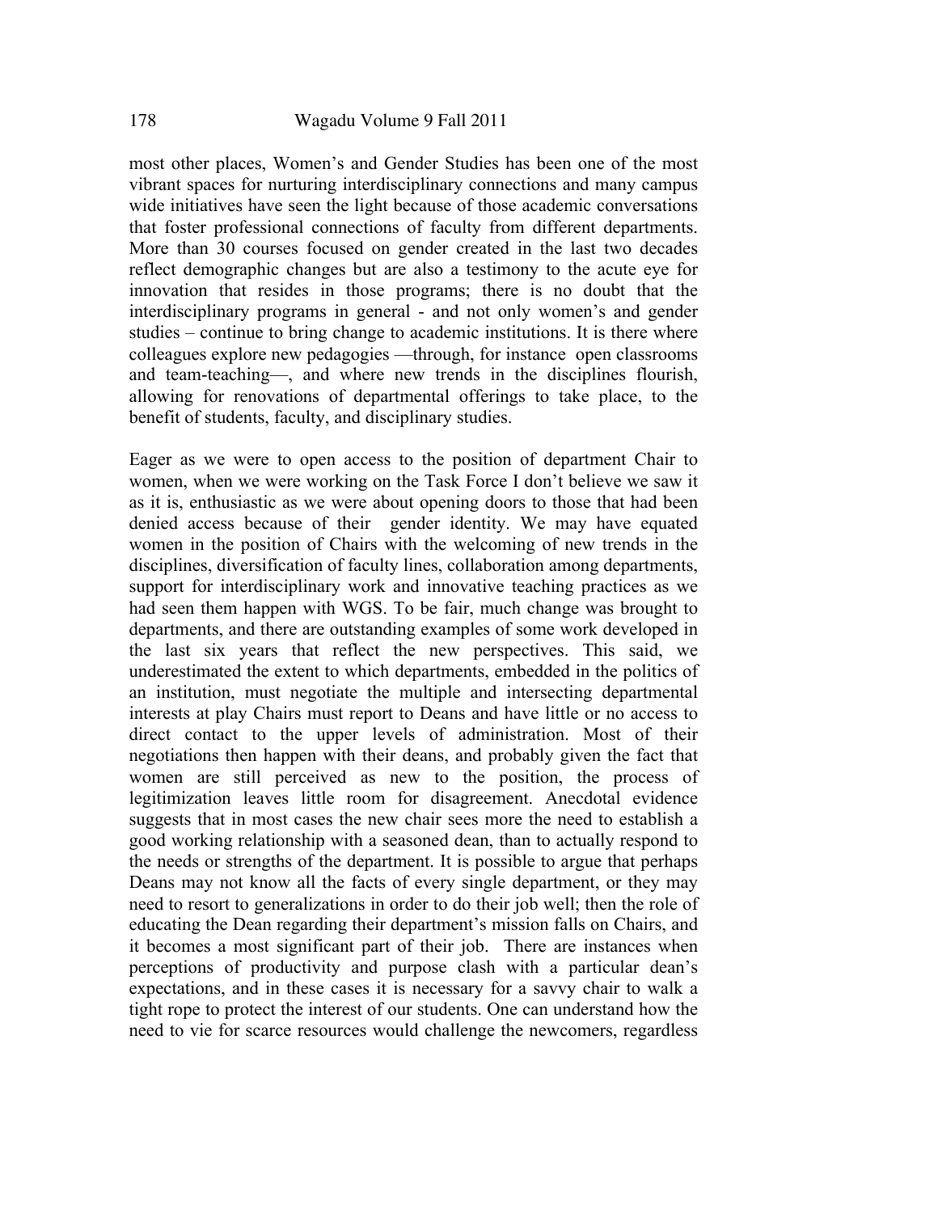most other places, Women's and Gender Studies has been one of the most vibrant spaces for nurturing interdisciplinary connections and many campus wide initiatives have seen the light because of those academic conversations that foster professional connections of faculty from different departments. More than 30 courses focused on gender created in the last two decades reflect demographic changes but are also a testimony to the acute eye for innovation that resides in those programs; there is no doubt that the interdisciplinary programs in general - and not only women's and gender studies – continue to bring change to academic institutions. It is there where colleagues explore new pedagogies —through, for instance open classrooms and team-teaching—, and where new trends in the disciplines flourish, allowing for renovations of departmental offerings to take place, to the benefit of students, faculty, and disciplinary studies.

Eager as we were to open access to the position of department Chair to women, when we were working on the Task Force I don't believe we saw it as it is, enthusiastic as we were about opening doors to those that had been denied access because of their gender identity. We may have equated women in the position of Chairs with the welcoming of new trends in the disciplines, diversification of faculty lines, collaboration among departments, support for interdisciplinary work and innovative teaching practices as we had seen them happen with WGS. To be fair, much change was brought to departments, and there are outstanding examples of some work developed in the last six years that reflect the new perspectives. This said, we underestimated the extent to which departments, embedded in the politics of an institution, must negotiate the multiple and intersecting departmental interests at play Chairs must report to Deans and have little or no access to direct contact to the upper levels of administration. Most of their negotiations then happen with their deans, and probably given the fact that women are still perceived as new to the position, the process of legitimization leaves little room for disagreement. Anecdotal evidence suggests that in most cases the new chair sees more the need to establish a good working relationship with a seasoned dean, than to actually respond to the needs or strengths of the department. It is possible to argue that perhaps Deans may not know all the facts of every single department, or they may need to resort to generalizations in order to do their job well; then the role of educating the Dean regarding their department's mission falls on Chairs, and it becomes a most significant part of their job. There are instances when perceptions of productivity and purpose clash with a particular dean's expectations, and in these cases it is necessary for a savvy chair to walk a tight rope to protect the interest of our students. One can understand how the need to vie for scarce resources would challenge the newcomers, regardless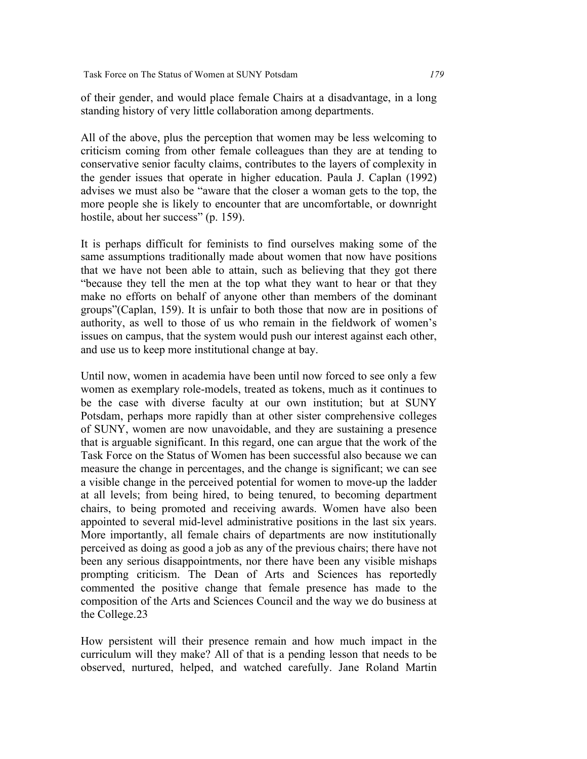of their gender, and would place female Chairs at a disadvantage, in a long standing history of very little collaboration among departments.

All of the above, plus the perception that women may be less welcoming to criticism coming from other female colleagues than they are at tending to conservative senior faculty claims, contributes to the layers of complexity in the gender issues that operate in higher education. Paula J. Caplan (1992) advises we must also be "aware that the closer a woman gets to the top, the more people she is likely to encounter that are uncomfortable, or downright hostile, about her success" (p. 159).

It is perhaps difficult for feminists to find ourselves making some of the same assumptions traditionally made about women that now have positions that we have not been able to attain, such as believing that they got there "because they tell the men at the top what they want to hear or that they make no efforts on behalf of anyone other than members of the dominant groups"(Caplan, 159). It is unfair to both those that now are in positions of authority, as well to those of us who remain in the fieldwork of women's issues on campus, that the system would push our interest against each other, and use us to keep more institutional change at bay.

Until now, women in academia have been until now forced to see only a few women as exemplary role-models, treated as tokens, much as it continues to be the case with diverse faculty at our own institution; but at SUNY Potsdam, perhaps more rapidly than at other sister comprehensive colleges of SUNY, women are now unavoidable, and they are sustaining a presence that is arguable significant. In this regard, one can argue that the work of the Task Force on the Status of Women has been successful also because we can measure the change in percentages, and the change is significant; we can see a visible change in the perceived potential for women to move-up the ladder at all levels; from being hired, to being tenured, to becoming department chairs, to being promoted and receiving awards. Women have also been appointed to several mid-level administrative positions in the last six years. More importantly, all female chairs of departments are now institutionally perceived as doing as good a job as any of the previous chairs; there have not been any serious disappointments, nor there have been any visible mishaps prompting criticism. The Dean of Arts and Sciences has reportedly commented the positive change that female presence has made to the composition of the Arts and Sciences Council and the way we do business at the College.23

How persistent will their presence remain and how much impact in the curriculum will they make? All of that is a pending lesson that needs to be observed, nurtured, helped, and watched carefully. Jane Roland Martin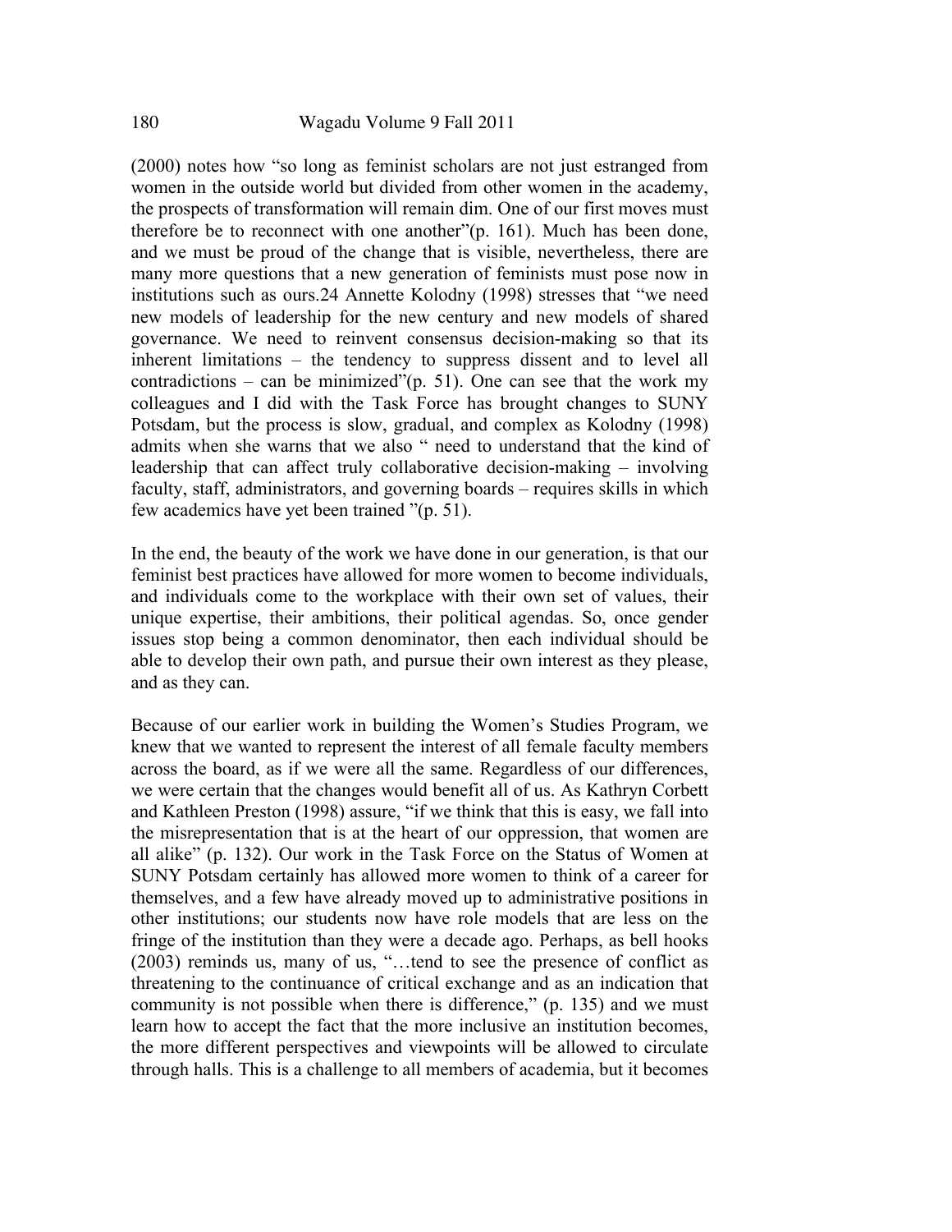(2000) notes how "so long as feminist scholars are not just estranged from women in the outside world but divided from other women in the academy, the prospects of transformation will remain dim. One of our first moves must therefore be to reconnect with one another"(p. 161). Much has been done, and we must be proud of the change that is visible, nevertheless, there are many more questions that a new generation of feminists must pose now in institutions such as ours.24 Annette Kolodny (1998) stresses that "we need new models of leadership for the new century and new models of shared governance. We need to reinvent consensus decision-making so that its inherent limitations – the tendency to suppress dissent and to level all contradictions – can be minimized"(p. 51). One can see that the work my colleagues and I did with the Task Force has brought changes to SUNY Potsdam, but the process is slow, gradual, and complex as Kolodny (1998) admits when she warns that we also " need to understand that the kind of leadership that can affect truly collaborative decision-making – involving faculty, staff, administrators, and governing boards – requires skills in which few academics have yet been trained "(p. 51).

In the end, the beauty of the work we have done in our generation, is that our feminist best practices have allowed for more women to become individuals, and individuals come to the workplace with their own set of values, their unique expertise, their ambitions, their political agendas. So, once gender issues stop being a common denominator, then each individual should be able to develop their own path, and pursue their own interest as they please, and as they can.

Because of our earlier work in building the Women's Studies Program, we knew that we wanted to represent the interest of all female faculty members across the board, as if we were all the same. Regardless of our differences, we were certain that the changes would benefit all of us. As Kathryn Corbett and Kathleen Preston (1998) assure, "if we think that this is easy, we fall into the misrepresentation that is at the heart of our oppression, that women are all alike" (p. 132). Our work in the Task Force on the Status of Women at SUNY Potsdam certainly has allowed more women to think of a career for themselves, and a few have already moved up to administrative positions in other institutions; our students now have role models that are less on the fringe of the institution than they were a decade ago. Perhaps, as bell hooks (2003) reminds us, many of us, "…tend to see the presence of conflict as threatening to the continuance of critical exchange and as an indication that community is not possible when there is difference," (p. 135) and we must learn how to accept the fact that the more inclusive an institution becomes, the more different perspectives and viewpoints will be allowed to circulate through halls. This is a challenge to all members of academia, but it becomes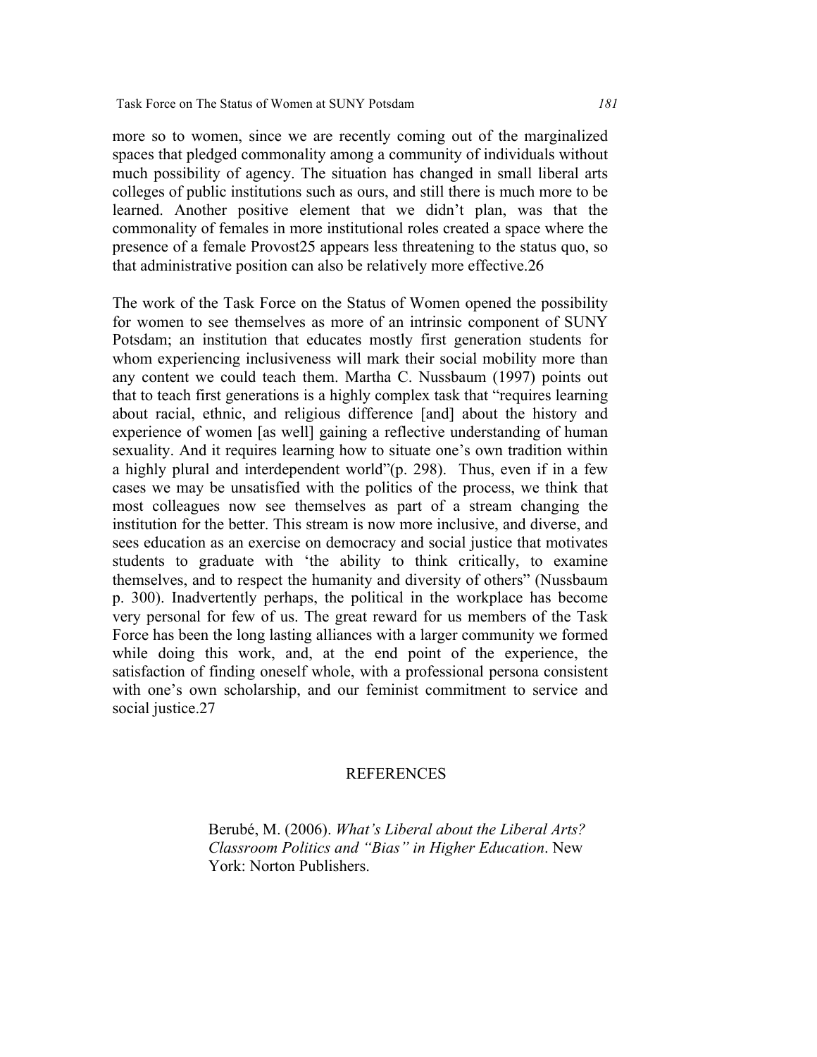more so to women, since we are recently coming out of the marginalized spaces that pledged commonality among a community of individuals without much possibility of agency. The situation has changed in small liberal arts colleges of public institutions such as ours, and still there is much more to be learned. Another positive element that we didn't plan, was that the commonality of females in more institutional roles created a space where the presence of a female Provost[25] appears less threatening to the status quo, so that administrative position can also be relatively more effective.[26]

The work of the Task Force on the Status of Women opened the possibility for women to see themselves as more of an intrinsic component of SUNY Potsdam; an institution that educates mostly first generation students for whom experiencing inclusiveness will mark their social mobility more than any content we could teach them. Martha C. Nussbaum (1997) points out that to teach first generations is a highly complex task that "requires learning about racial, ethnic, and religious difference [and] about the history and experience of women [as well] gaining a reflective understanding of human sexuality. And it requires learning how to situate one's own tradition within a highly plural and interdependent world"(p. 298). Thus, even if in a few cases we may be unsatisfied with the politics of the process, we think that most colleagues now see themselves as part of a stream changing the institution for the better. This stream is now more inclusive, and diverse, and sees education as an exercise on democracy and social justice that motivates students to graduate with 'the ability to think critically, to examine themselves, and to respect the humanity and diversity of others" (Nussbaum p. 300). Inadvertently perhaps, the political in the workplace has become very personal for few of us. The great reward for us members of the Task Force has been the long lasting alliances with a larger community we formed while doing this work, and, at the end point of the experience, the satisfaction of finding oneself whole, with a professional persona consistent with one's own scholarship, and our feminist commitment to service and social justice.[27]

## REFERENCES

Berubé, M. (2006). *What's Liberal about the Liberal Arts? Classroom Politics and "Bias" in Higher Education*. New York: Norton Publishers.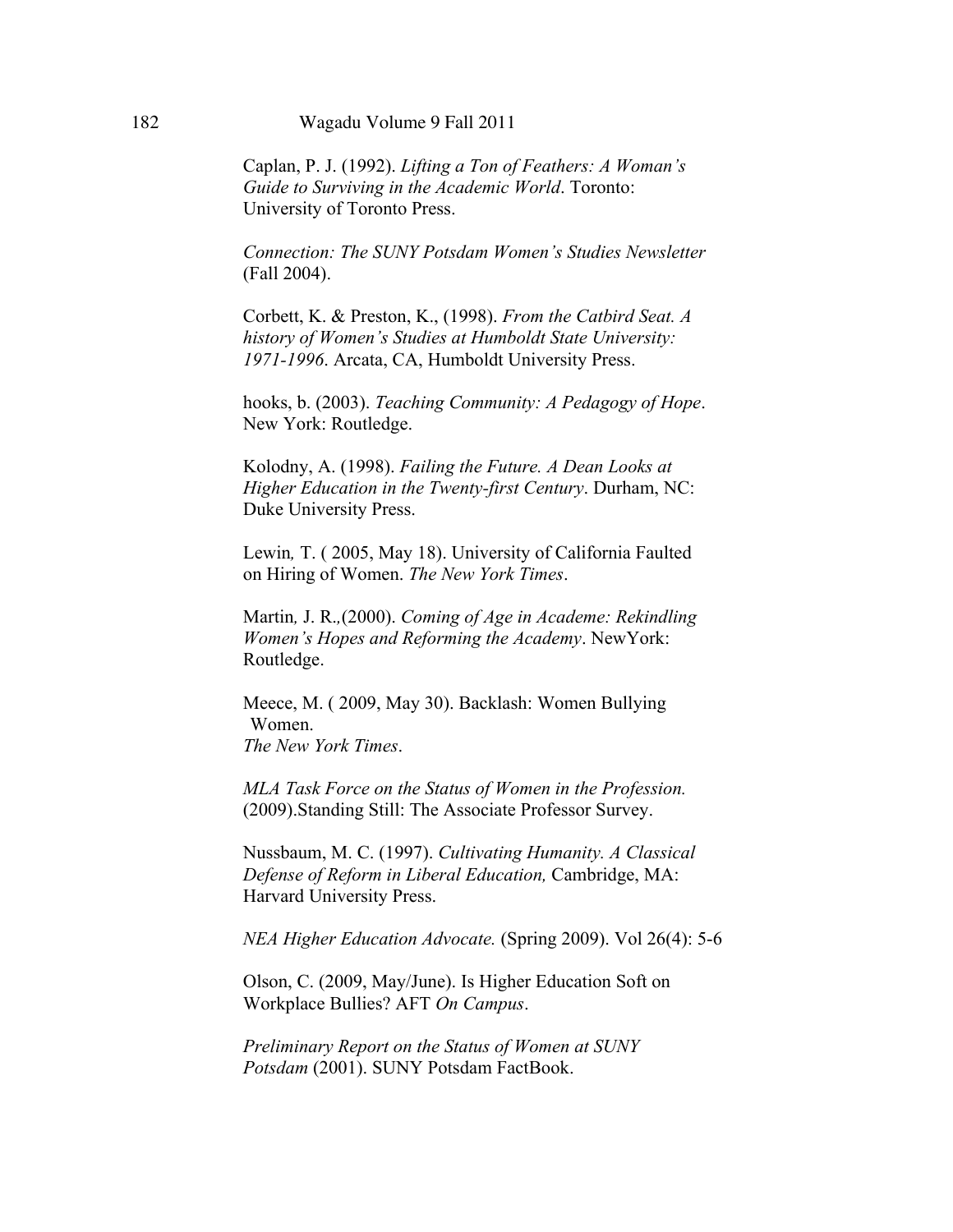Caplan, P. J. (1992). *Lifting a Ton of Feathers: A Woman's Guide to Surviving in the Academic World*. Toronto: University of Toronto Press.

*Connection: The SUNY Potsdam Women's Studies Newsletter* (Fall 2004).

Corbett, K. & Preston, K., (1998). *From the Catbird Seat. A history of Women's Studies at Humboldt State University: 1971-1996*. Arcata, CA, Humboldt University Press.

hooks, b. (2003). *Teaching Community: A Pedagogy of Hope*. New York: Routledge.

Kolodny, A. (1998). *Failing the Future. A Dean Looks at Higher Education in the Twenty-first Century*. Durham, NC: Duke University Press.

Lewin, T. ( 2005, May 18). University of California Faulted on Hiring of Women. *The New York Times*.

Martin, J. R.,(2000). *Coming of Age in Academe: Rekindling Women's Hopes and Reforming the Academy*. NewYork: Routledge.

Meece, M. ( 2009, May 30). Backlash: Women Bullying Women. *The New York Times*.

*MLA Task Force on the Status of Women in the Profession.* (2009).Standing Still: The Associate Professor Survey.

Nussbaum, M. C. (1997). *Cultivating Humanity. A Classical Defense of Reform in Liberal Education,* Cambridge, MA: Harvard University Press.

*NEA Higher Education Advocate.* (Spring 2009). Vol 26(4): 5-6

Olson, C. (2009, May/June). Is Higher Education Soft on Workplace Bullies? AFT *On Campus*.

*Preliminary Report on the Status of Women at SUNY Potsdam* (2001). SUNY Potsdam FactBook.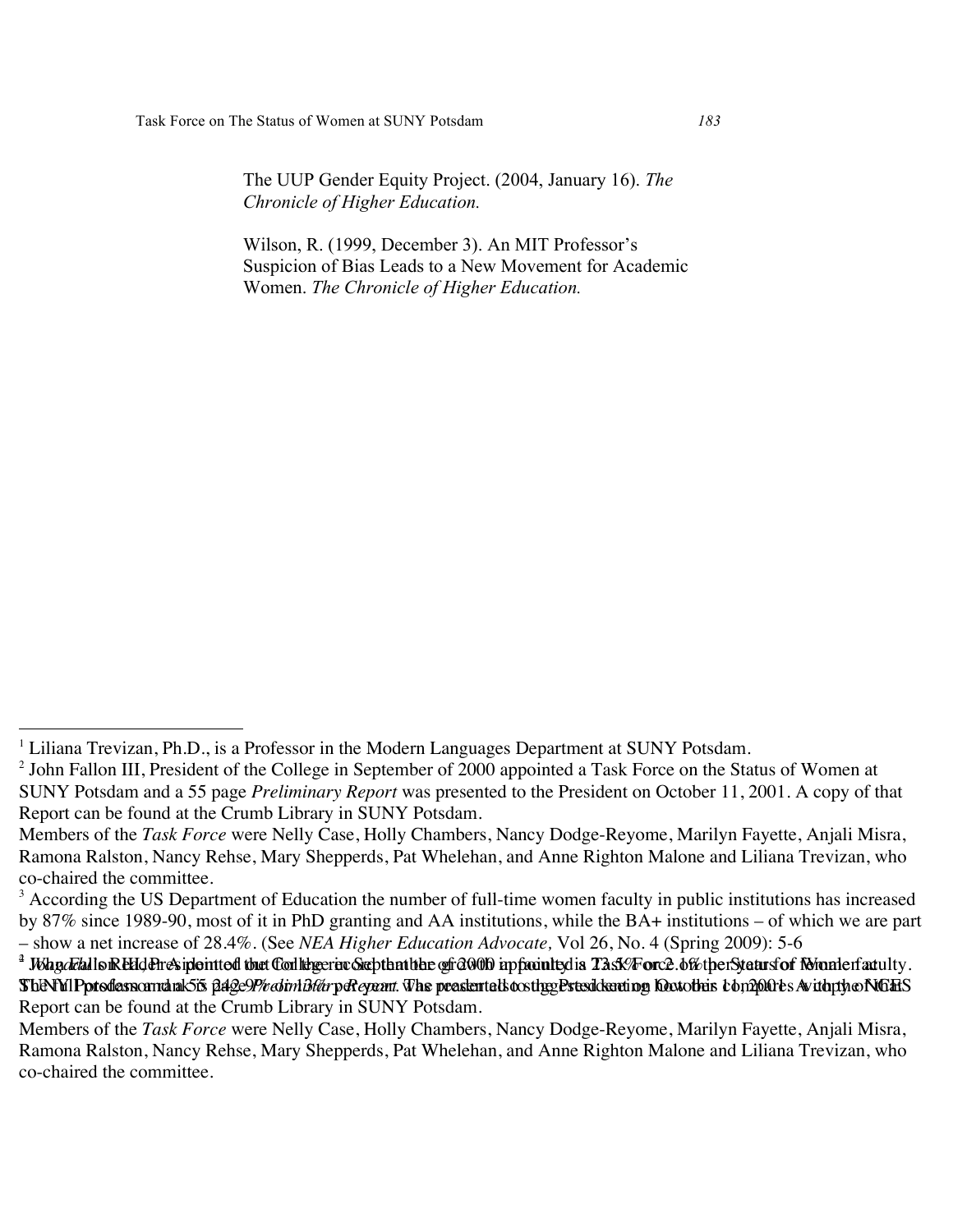The UUP Gender Equity Project. (2004, January 16). *The Chronicle of Higher Education.*

Wilson, R. (1999, December 3). An MIT Professor's Suspicion of Bias Leads to a New Movement for Academic Women. *The Chronicle of Higher Education.*

---

[1] Liliana Trevizan, Ph.D., is a Professor in the Modern Languages Department at SUNY Potsdam.

[2] John Fallon III, President of the College in September of 2000 appointed a Task Force on the Status of Women at SUNY Potsdam and a 55 page *Preliminary Report* was presented to the President on October 11, 2001. A copy of that Report can be found at the Crumb Library in SUNY Potsdam.

Members of the *Task Force* were Nelly Case, Holly Chambers, Nancy Dodge-Reyome, Marilyn Fayette, Anjali Misra, Ramona Ralston, Nancy Rehse, Mary Shepperds, Pat Whelehan, and Anne Righton Malone and Liliana Trevizan, who co-chaired the committee.

[3] According the US Department of Education the number of full-time women faculty in public institutions has increased by 87% since 1989-90, most of it in PhD granting and AA institutions, while the BA+ institutions – of which we are part – show a net increase of 28.4%. (See *NEA Higher Education Advocate,* Vol 26, No. 4 (Spring 2009): 5-6

[4] John Fallon III, President of the College in September of 2000 appointed a Task Force on the Status of Women at SUNY Potsdam and a 55 page *Preliminary Report* was presented to the President on October 11, 2001. A copy of that Report can be found at the Crumb Library in SUNY Potsdam.

Members of the *Task Force* were Nelly Case, Holly Chambers, Nancy Dodge-Reyome, Marilyn Fayette, Anjali Misra, Ramona Ralston, Nancy Rehse, Mary Shepperds, Pat Whelehan, and Anne Righton Malone and Liliana Trevizan, who co-chaired the committee.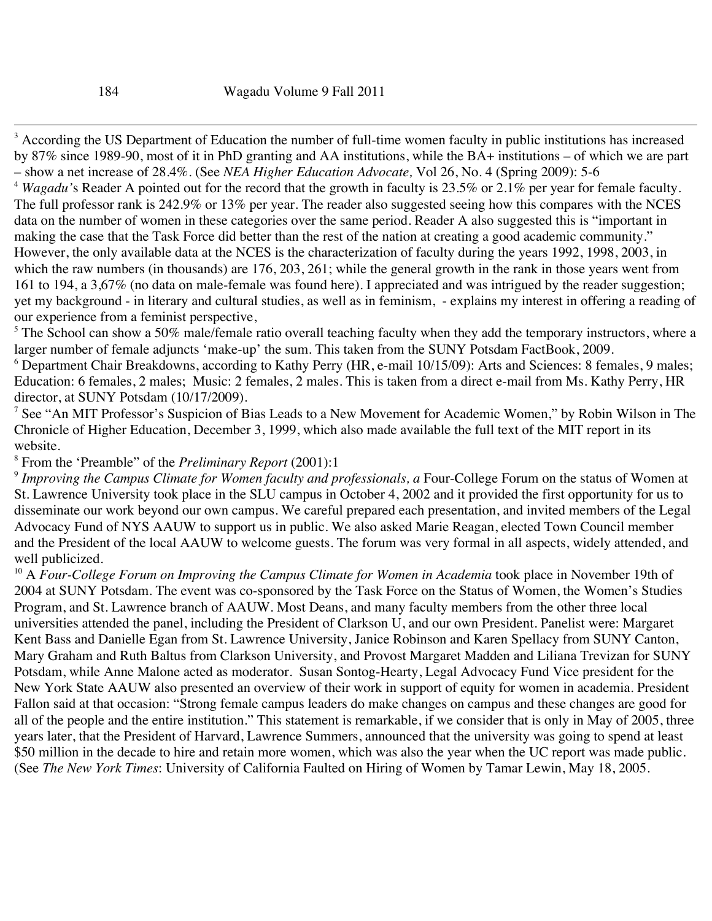[3] According the US Department of Education the number of full-time women faculty in public institutions has increased by 87% since 1989-90, most of it in PhD granting and AA institutions, while the BA+ institutions – of which we are part – show a net increase of 28.4%. (See *NEA Higher Education Advocate,* Vol 26, No. 4 (Spring 2009): 5-6

[4] *Wagadu'*s Reader A pointed out for the record that the growth in faculty is 23.5% or 2.1% per year for female faculty. The full professor rank is 242.9% or 13% per year. The reader also suggested seeing how this compares with the NCES data on the number of women in these categories over the same period. Reader A also suggested this is "important in making the case that the Task Force did better than the rest of the nation at creating a good academic community." However, the only available data at the NCES is the characterization of faculty during the years 1992, 1998, 2003, in which the raw numbers (in thousands) are 176, 203, 261; while the general growth in the rank in those years went from 161 to 194, a 3,67% (no data on male-female was found here). I appreciated and was intrigued by the reader suggestion; yet my background - in literary and cultural studies, as well as in feminism, - explains my interest in offering a reading of our experience from a feminist perspective,

[5] The School can show a 50% male/female ratio overall teaching faculty when they add the temporary instructors, where a larger number of female adjuncts 'make-up' the sum. This taken from the SUNY Potsdam FactBook, 2009.

[6] Department Chair Breakdowns, according to Kathy Perry (HR, e-mail 10/15/09): Arts and Sciences: 8 females, 9 males; Education: 6 females, 2 males; Music: 2 females, 2 males. This is taken from a direct e-mail from Ms. Kathy Perry, HR director, at SUNY Potsdam (10/17/2009).

[7] See "An MIT Professor's Suspicion of Bias Leads to a New Movement for Academic Women," by Robin Wilson in The Chronicle of Higher Education, December 3, 1999, which also made available the full text of the MIT report in its website.

[8] From the 'Preamble" of the *Preliminary Report* (2001):1

[9] *Improving the Campus Climate for Women faculty and professionals, a* Four-College Forum on the status of Women at St. Lawrence University took place in the SLU campus in October 4, 2002 and it provided the first opportunity for us to disseminate our work beyond our own campus. We careful prepared each presentation, and invited members of the Legal Advocacy Fund of NYS AAUW to support us in public. We also asked Marie Reagan, elected Town Council member and the President of the local AAUW to welcome guests. The forum was very formal in all aspects, widely attended, and well publicized.

[10] A *Four-College Forum on Improving the Campus Climate for Women in Academia* took place in November 19th of 2004 at SUNY Potsdam. The event was co-sponsored by the Task Force on the Status of Women, the Women's Studies Program, and St. Lawrence branch of AAUW. Most Deans, and many faculty members from the other three local universities attended the panel, including the President of Clarkson U, and our own President. Panelist were: Margaret Kent Bass and Danielle Egan from St. Lawrence University, Janice Robinson and Karen Spellacy from SUNY Canton, Mary Graham and Ruth Baltus from Clarkson University, and Provost Margaret Madden and Liliana Trevizan for SUNY Potsdam, while Anne Malone acted as moderator. Susan Sontog-Hearty, Legal Advocacy Fund Vice president for the New York State AAUW also presented an overview of their work in support of equity for women in academia. President Fallon said at that occasion: "Strong female campus leaders do make changes on campus and these changes are good for all of the people and the entire institution." This statement is remarkable, if we consider that is only in May of 2005, three years later, that the President of Harvard, Lawrence Summers, announced that the university was going to spend at least $50 million in the decade to hire and retain more women, which was also the year when the UC report was made public. (See *The New York Times*: University of California Faulted on Hiring of Women by Tamar Lewin, May 18, 2005.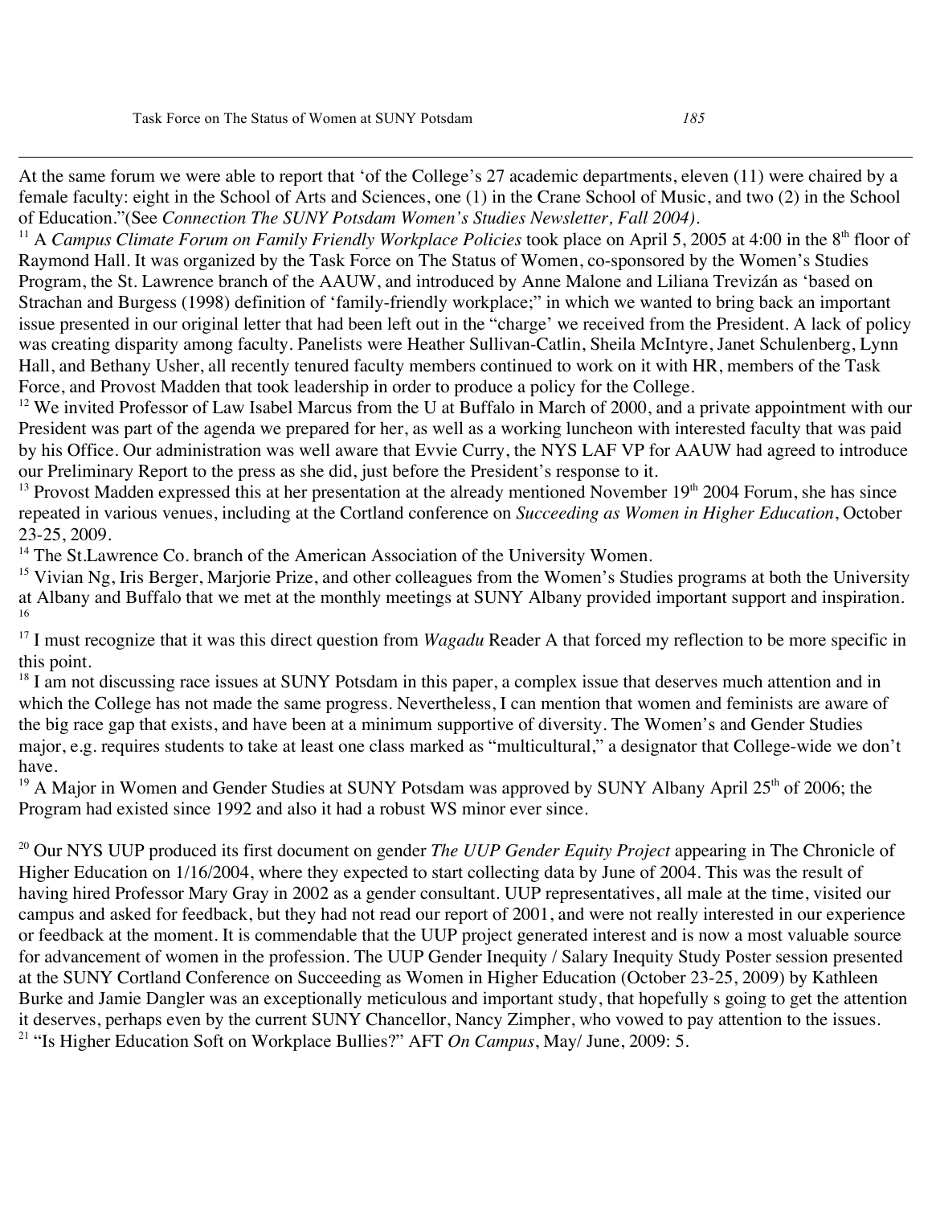At the same forum we were able to report that 'of the College's 27 academic departments, eleven (11) were chaired by a female faculty: eight in the School of Arts and Sciences, one (1) in the Crane School of Music, and two (2) in the School of Education."(See *Connection The SUNY Potsdam Women's Studies Newsletter, Fall 2004).*

[11] A *Campus Climate Forum on Family Friendly Workplace Policies* took place on April 5, 2005 at 4:00 in the 8th floor of Raymond Hall. It was organized by the Task Force on The Status of Women, co-sponsored by the Women's Studies Program, the St. Lawrence branch of the AAUW, and introduced by Anne Malone and Liliana Trevizán as 'based on Strachan and Burgess (1998) definition of 'family-friendly workplace;" in which we wanted to bring back an important issue presented in our original letter that had been left out in the "charge' we received from the President. A lack of policy was creating disparity among faculty. Panelists were Heather Sullivan-Catlin, Sheila McIntyre, Janet Schulenberg, Lynn Hall, and Bethany Usher, all recently tenured faculty members continued to work on it with HR, members of the Task Force, and Provost Madden that took leadership in order to produce a policy for the College.

[12] We invited Professor of Law Isabel Marcus from the U at Buffalo in March of 2000, and a private appointment with our President was part of the agenda we prepared for her, as well as a working luncheon with interested faculty that was paid by his Office. Our administration was well aware that Evvie Curry, the NYS LAF VP for AAUW had agreed to introduce our Preliminary Report to the press as she did, just before the President's response to it.

[13] Provost Madden expressed this at her presentation at the already mentioned November 19th 2004 Forum, she has since repeated in various venues, including at the Cortland conference on *Succeeding as Women in Higher Education*, October 23-25, 2009.

[14] The St.Lawrence Co. branch of the American Association of the University Women.

[15] Vivian Ng, Iris Berger, Marjorie Prize, and other colleagues from the Women's Studies programs at both the University at Albany and Buffalo that we met at the monthly meetings at SUNY Albany provided important support and inspiration.

[16]

[17] I must recognize that it was this direct question from *Wagadu* Reader A that forced my reflection to be more specific in this point.

[18] I am not discussing race issues at SUNY Potsdam in this paper, a complex issue that deserves much attention and in which the College has not made the same progress. Nevertheless, I can mention that women and feminists are aware of the big race gap that exists, and have been at a minimum supportive of diversity. The Women's and Gender Studies major, e.g. requires students to take at least one class marked as "multicultural," a designator that College-wide we don't have.

[19] A Major in Women and Gender Studies at SUNY Potsdam was approved by SUNY Albany April 25th of 2006; the Program had existed since 1992 and also it had a robust WS minor ever since.

[20] Our NYS UUP produced its first document on gender *The UUP Gender Equity Project* appearing in The Chronicle of Higher Education on 1/16/2004, where they expected to start collecting data by June of 2004. This was the result of having hired Professor Mary Gray in 2002 as a gender consultant. UUP representatives, all male at the time, visited our campus and asked for feedback, but they had not read our report of 2001, and were not really interested in our experience or feedback at the moment. It is commendable that the UUP project generated interest and is now a most valuable source for advancement of women in the profession. The UUP Gender Inequity / Salary Inequity Study Poster session presented at the SUNY Cortland Conference on Succeeding as Women in Higher Education (October 23-25, 2009) by Kathleen Burke and Jamie Dangler was an exceptionally meticulous and important study, that hopefully s going to get the attention it deserves, perhaps even by the current SUNY Chancellor, Nancy Zimpher, who vowed to pay attention to the issues.

[21] "Is Higher Education Soft on Workplace Bullies?" AFT *On Campus*, May/ June, 2009: 5.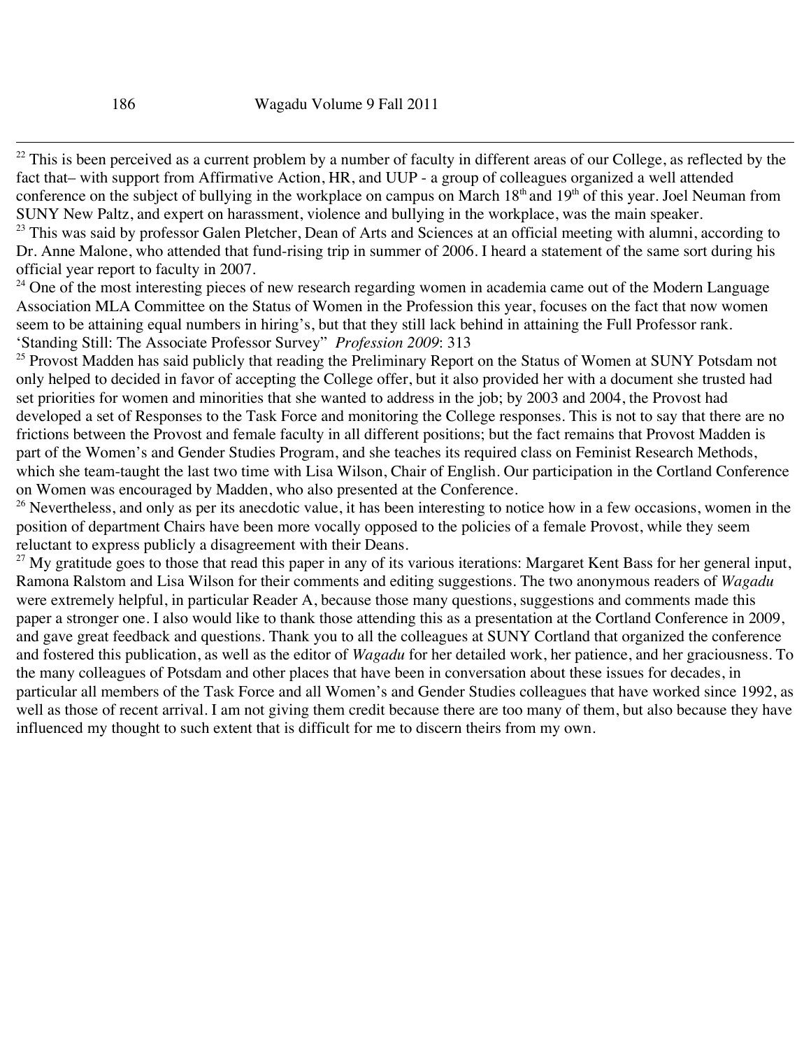[22] This is been perceived as a current problem by a number of faculty in different areas of our College, as reflected by the fact that– with support from Affirmative Action, HR, and UUP - a group of colleagues organized a well attended conference on the subject of bullying in the workplace on campus on March 18th and 19th of this year. Joel Neuman from SUNY New Paltz, and expert on harassment, violence and bullying in the workplace, was the main speaker.

[23] This was said by professor Galen Pletcher, Dean of Arts and Sciences at an official meeting with alumni, according to Dr. Anne Malone, who attended that fund-rising trip in summer of 2006. I heard a statement of the same sort during his official year report to faculty in 2007.

[24] One of the most interesting pieces of new research regarding women in academia came out of the Modern Language Association MLA Committee on the Status of Women in the Profession this year, focuses on the fact that now women seem to be attaining equal numbers in hiring's, but that they still lack behind in attaining the Full Professor rank. 'Standing Still: The Associate Professor Survey" *Profession 2009*: 313

[25] Provost Madden has said publicly that reading the Preliminary Report on the Status of Women at SUNY Potsdam not only helped to decided in favor of accepting the College offer, but it also provided her with a document she trusted had set priorities for women and minorities that she wanted to address in the job; by 2003 and 2004, the Provost had developed a set of Responses to the Task Force and monitoring the College responses. This is not to say that there are no frictions between the Provost and female faculty in all different positions; but the fact remains that Provost Madden is part of the Women's and Gender Studies Program, and she teaches its required class on Feminist Research Methods, which she team-taught the last two time with Lisa Wilson, Chair of English. Our participation in the Cortland Conference on Women was encouraged by Madden, who also presented at the Conference.

[26] Nevertheless, and only as per its anecdotic value, it has been interesting to notice how in a few occasions, women in the position of department Chairs have been more vocally opposed to the policies of a female Provost, while they seem reluctant to express publicly a disagreement with their Deans.

[27] My gratitude goes to those that read this paper in any of its various iterations: Margaret Kent Bass for her general input, Ramona Ralstom and Lisa Wilson for their comments and editing suggestions. The two anonymous readers of *Wagadu* were extremely helpful, in particular Reader A, because those many questions, suggestions and comments made this paper a stronger one. I also would like to thank those attending this as a presentation at the Cortland Conference in 2009, and gave great feedback and questions. Thank you to all the colleagues at SUNY Cortland that organized the conference and fostered this publication, as well as the editor of *Wagadu* for her detailed work, her patience, and her graciousness. To the many colleagues of Potsdam and other places that have been in conversation about these issues for decades, in particular all members of the Task Force and all Women's and Gender Studies colleagues that have worked since 1992, as well as those of recent arrival. I am not giving them credit because there are too many of them, but also because they have influenced my thought to such extent that is difficult for me to discern theirs from my own.